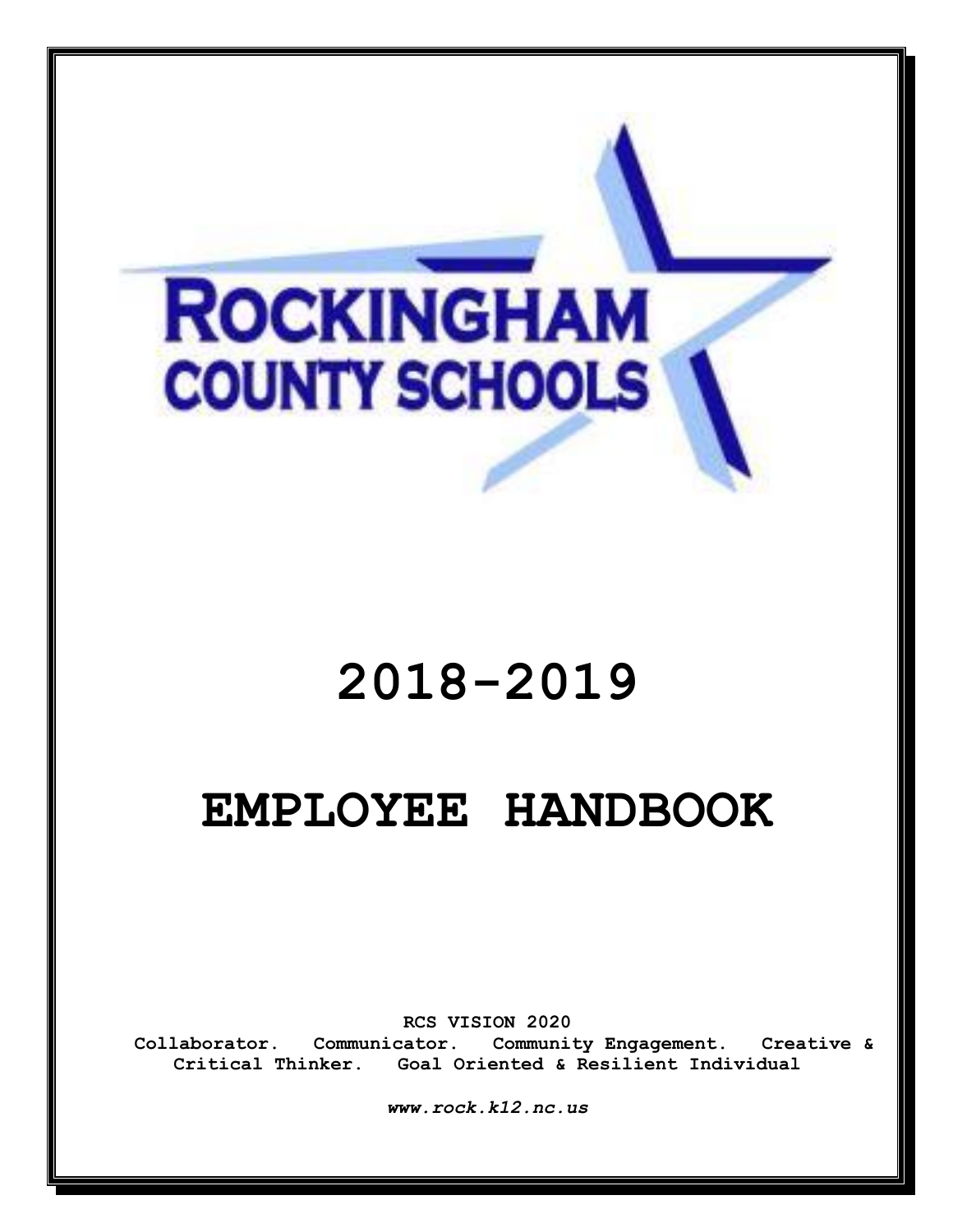ROCKINGHAM COUNTY SCHOOLS

# 2018-2019

# EMPLOYEE HANDBOOK

**RCS VISION 2020**

**Collaborator. Communicator. Community Engagement. Creative & Critical Thinker. Goal Oriented & Resilient Individual**

***www.rock.k12.nc.us***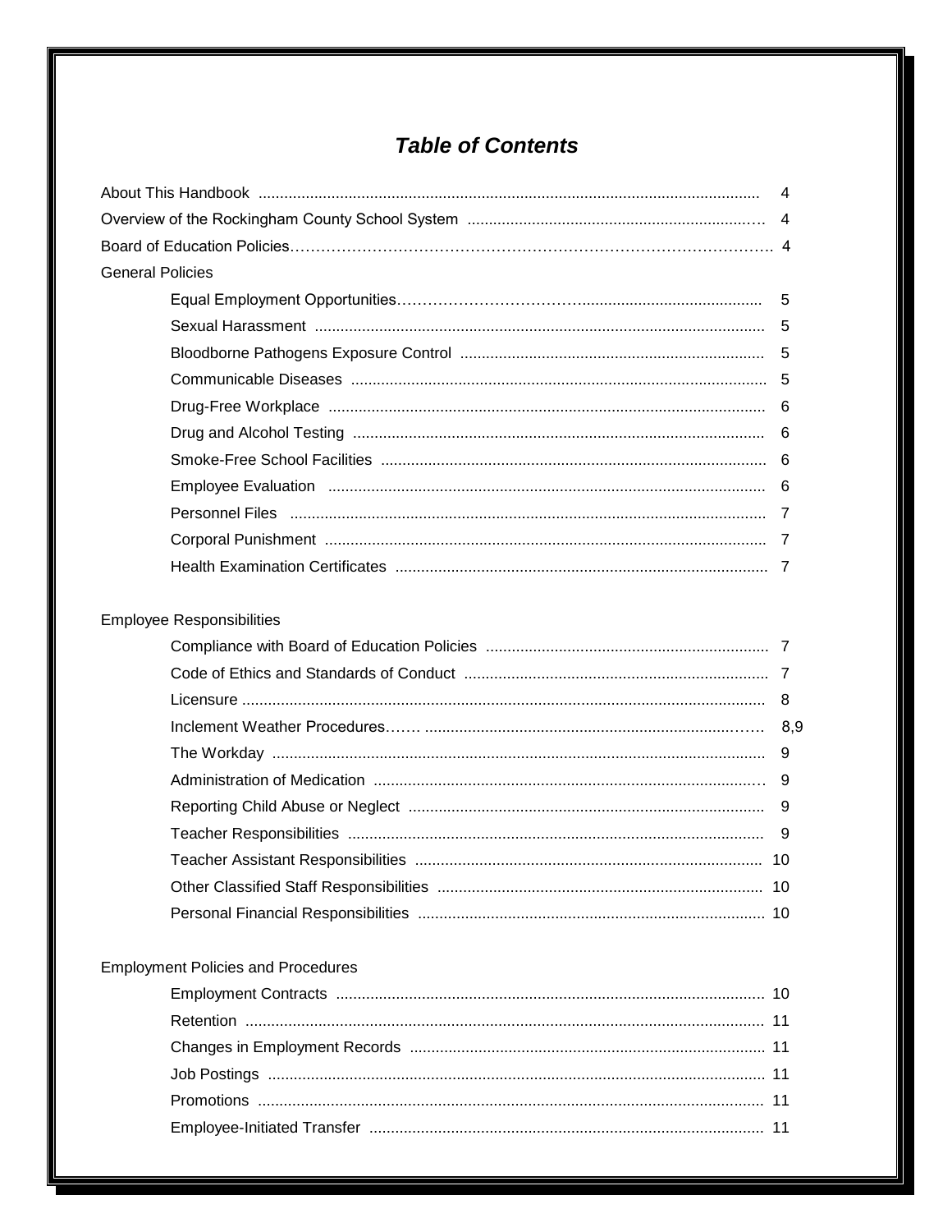# *Table of Contents*

| | |
|---|---|
| About This Handbook | 4 |
| Overview of the Rockingham County School System | 4 |
| Board of Education Policies | 4 |
| **General Policies** | |
| Equal Employment Opportunities | 5 |
| Sexual Harassment | 5 |
| Bloodborne Pathogens Exposure Control | 5 |
| Communicable Diseases | 5 |
| Drug-Free Workplace | 6 |
| Drug and Alcohol Testing | 6 |
| Smoke-Free School Facilities | 6 |
| Employee Evaluation | 6 |
| Personnel Files | 7 |
| Corporal Punishment | 7 |
| Health Examination Certificates | 7 |
| **Employee Responsibilities** | |
| Compliance with Board of Education Policies | 7 |
| Code of Ethics and Standards of Conduct | 7 |
| Licensure | 8 |
| Inclement Weather Procedures | 8,9 |
| The Workday | 9 |
| Administration of Medication | 9 |
| Reporting Child Abuse or Neglect | 9 |
| Teacher Responsibilities | 9 |
| Teacher Assistant Responsibilities | 10 |
| Other Classified Staff Responsibilities | 10 |
| Personal Financial Responsibilities | 10 |
| **Employment Policies and Procedures** | |
| Employment Contracts | 10 |
| Retention | 11 |
| Changes in Employment Records | 11 |
| Job Postings | 11 |
| Promotions | 11 |
| Employee-Initiated Transfer | 11 |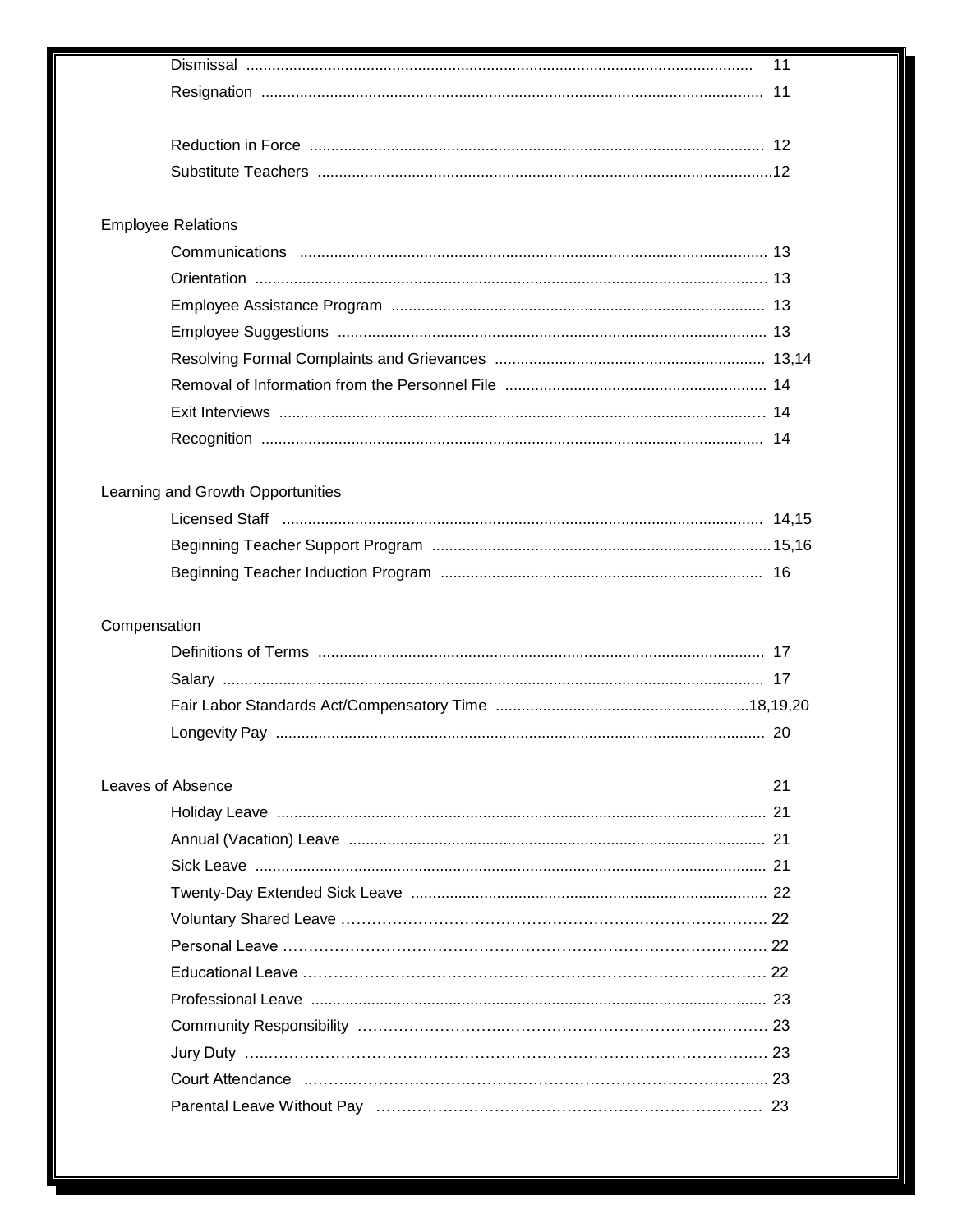Dismissal ........................................................ 11
Resignation ........................................................ 11

Reduction in Force ........................................................ 12
Substitute Teachers ........................................................ 12

Employee Relations

Communications ........................................................ 13
Orientation ........................................................ 13
Employee Assistance Program ........................................................ 13
Employee Suggestions ........................................................ 13
Resolving Formal Complaints and Grievances ........................................................ 13,14
Removal of Information from the Personnel File ........................................................ 14
Exit Interviews ........................................................ 14
Recognition ........................................................ 14

Learning and Growth Opportunities

Licensed Staff ........................................................ 14,15
Beginning Teacher Support Program ........................................................ 15,16
Beginning Teacher Induction Program ........................................................ 16

Compensation

Definitions of Terms ........................................................ 17
Salary ........................................................ 17
Fair Labor Standards Act/Compensatory Time ........................................................ 18,19,20
Longevity Pay ........................................................ 20

Leaves of Absence 21

Holiday Leave ........................................................ 21
Annual (Vacation) Leave ........................................................ 21
Sick Leave ........................................................ 21
Twenty-Day Extended Sick Leave ........................................................ 22
Voluntary Shared Leave ........................................................ 22
Personal Leave ........................................................ 22
Educational Leave ........................................................ 22
Professional Leave ........................................................ 23
Community Responsibility ........................................................ 23
Jury Duty ........................................................ 23
Court Attendance ........................................................ 23
Parental Leave Without Pay ........................................................ 23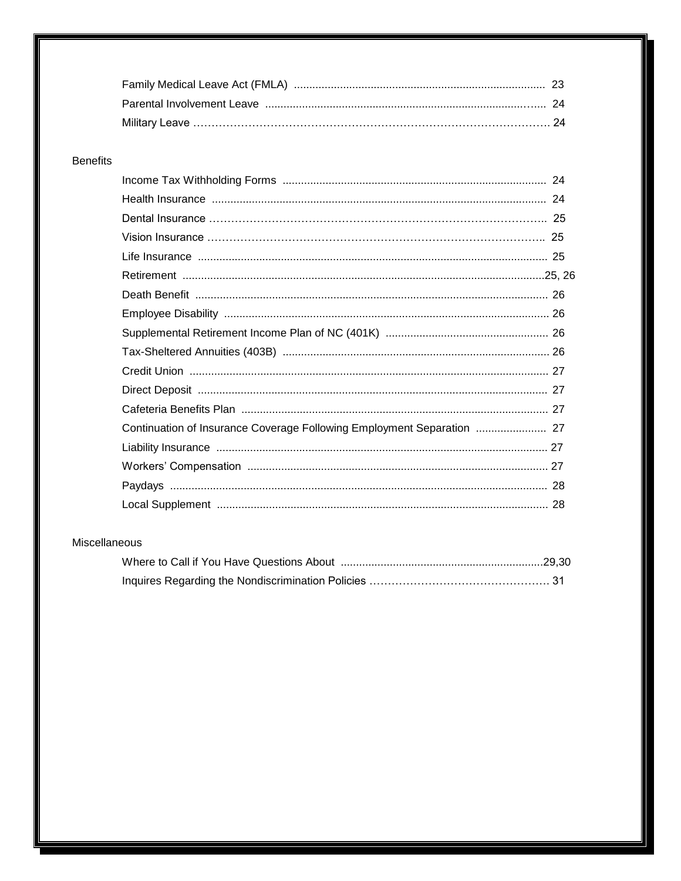| | |
|---|---|
| Family Medical Leave Act (FMLA) | 23 |
| Parental Involvement Leave | 24 |
| Military Leave | 24 |

## Benefits

| | |
|---|---|
| Income Tax Withholding Forms | 24 |
| Health Insurance | 24 |
| Dental Insurance | 25 |
| Vision Insurance | 25 |
| Life Insurance | 25 |
| Retirement | 25, 26 |
| Death Benefit | 26 |
| Employee Disability | 26 |
| Supplemental Retirement Income Plan of NC (401K) | 26 |
| Tax-Sheltered Annuities (403B) | 26 |
| Credit Union | 27 |
| Direct Deposit | 27 |
| Cafeteria Benefits Plan | 27 |
| Continuation of Insurance Coverage Following Employment Separation | 27 |
| Liability Insurance | 27 |
| Workers' Compensation | 27 |
| Paydays | 28 |
| Local Supplement | 28 |

## Miscellaneous

| | |
|---|---|
| Where to Call if You Have Questions About | 29,30 |
| Inquires Regarding the Nondiscrimination Policies | 31 |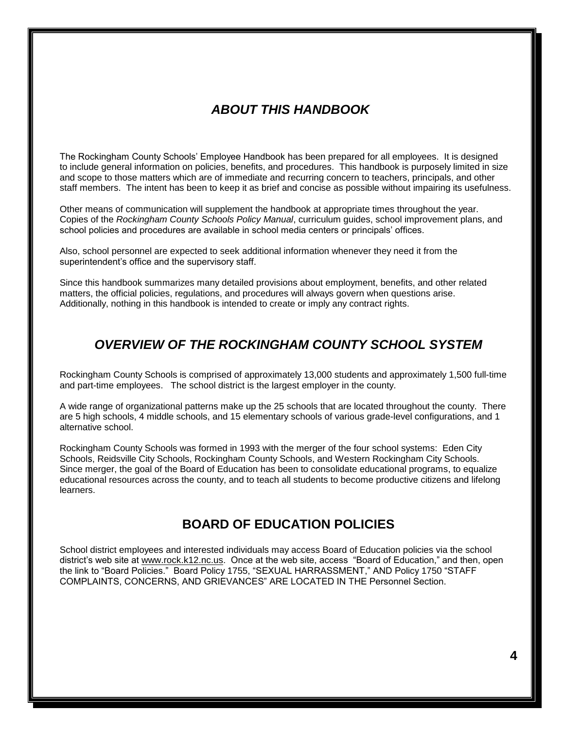## *ABOUT THIS HANDBOOK*

The Rockingham County Schools' Employee Handbook has been prepared for all employees. It is designed to include general information on policies, benefits, and procedures. This handbook is purposely limited in size and scope to those matters which are of immediate and recurring concern to teachers, principals, and other staff members. The intent has been to keep it as brief and concise as possible without impairing its usefulness.

Other means of communication will supplement the handbook at appropriate times throughout the year. Copies of the *Rockingham County Schools Policy Manual*, curriculum guides, school improvement plans, and school policies and procedures are available in school media centers or principals' offices.

Also, school personnel are expected to seek additional information whenever they need it from the superintendent's office and the supervisory staff.

Since this handbook summarizes many detailed provisions about employment, benefits, and other related matters, the official policies, regulations, and procedures will always govern when questions arise. Additionally, nothing in this handbook is intended to create or imply any contract rights.

## *OVERVIEW OF THE ROCKINGHAM COUNTY SCHOOL SYSTEM*

Rockingham County Schools is comprised of approximately 13,000 students and approximately 1,500 full-time and part-time employees. The school district is the largest employer in the county.

A wide range of organizational patterns make up the 25 schools that are located throughout the county. There are 5 high schools, 4 middle schools, and 15 elementary schools of various grade-level configurations, and 1 alternative school.

Rockingham County Schools was formed in 1993 with the merger of the four school systems: Eden City Schools, Reidsville City Schools, Rockingham County Schools, and Western Rockingham City Schools. Since merger, the goal of the Board of Education has been to consolidate educational programs, to equalize educational resources across the county, and to teach all students to become productive citizens and lifelong learners.

## BOARD OF EDUCATION POLICIES

School district employees and interested individuals may access Board of Education policies via the school district's web site at www.rock.k12.nc.us. Once at the web site, access "Board of Education," and then, open the link to "Board Policies." Board Policy 1755, "SEXUAL HARRASSMENT," AND Policy 1750 "STAFF COMPLAINTS, CONCERNS, AND GRIEVANCES" ARE LOCATED IN THE Personnel Section.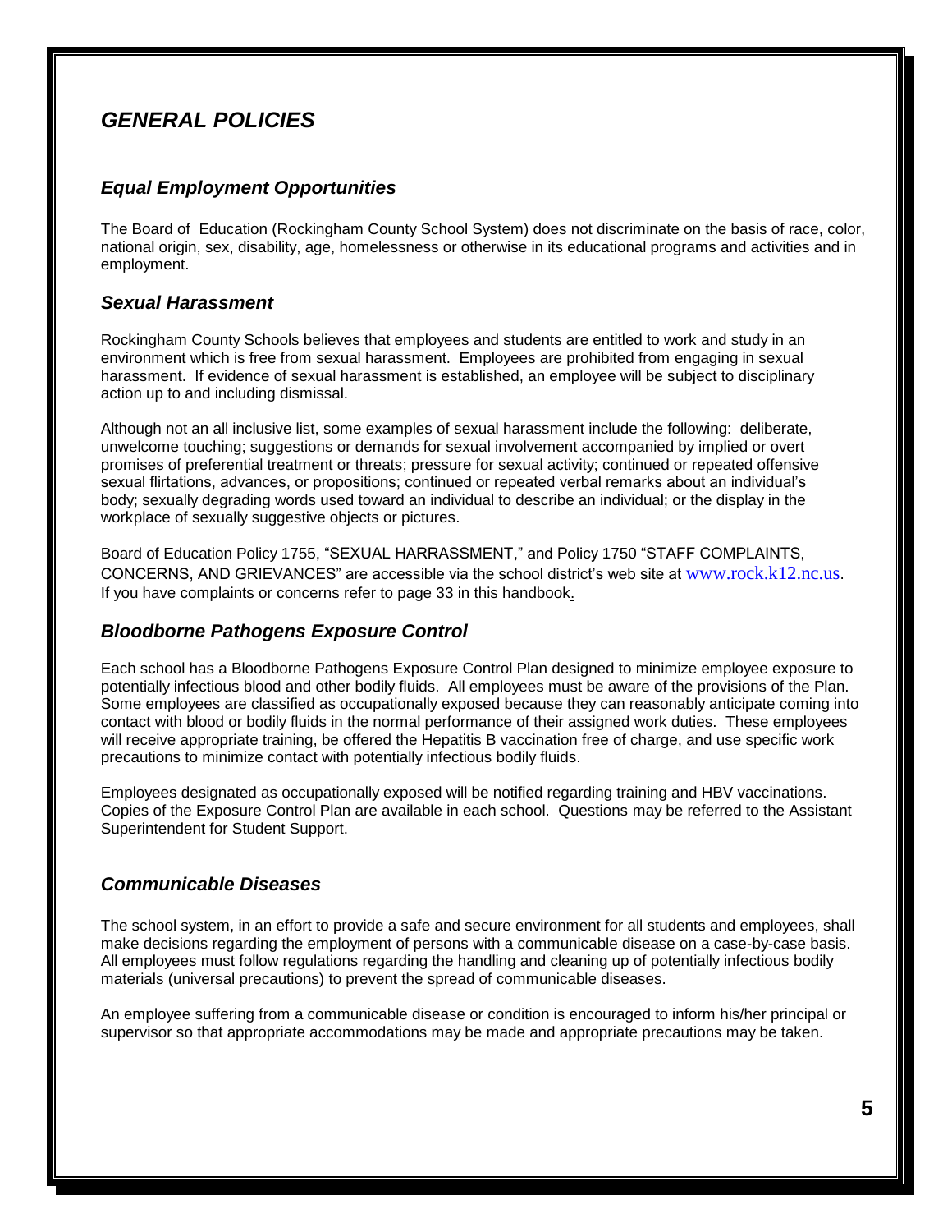# *GENERAL POLICIES*

## *Equal Employment Opportunities*

The Board of Education (Rockingham County School System) does not discriminate on the basis of race, color, national origin, sex, disability, age, homelessness or otherwise in its educational programs and activities and in employment.

## *Sexual Harassment*

Rockingham County Schools believes that employees and students are entitled to work and study in an environment which is free from sexual harassment. Employees are prohibited from engaging in sexual harassment. If evidence of sexual harassment is established, an employee will be subject to disciplinary action up to and including dismissal.

Although not an all inclusive list, some examples of sexual harassment include the following: deliberate, unwelcome touching; suggestions or demands for sexual involvement accompanied by implied or overt promises of preferential treatment or threats; pressure for sexual activity; continued or repeated offensive sexual flirtations, advances, or propositions; continued or repeated verbal remarks about an individual's body; sexually degrading words used toward an individual to describe an individual; or the display in the workplace of sexually suggestive objects or pictures.

Board of Education Policy 1755, "SEXUAL HARRASSMENT," and Policy 1750 "STAFF COMPLAINTS, CONCERNS, AND GRIEVANCES" are accessible via the school district's web site at www.rock.k12.nc.us. If you have complaints or concerns refer to page 33 in this handbook.

## *Bloodborne Pathogens Exposure Control*

Each school has a Bloodborne Pathogens Exposure Control Plan designed to minimize employee exposure to potentially infectious blood and other bodily fluids. All employees must be aware of the provisions of the Plan. Some employees are classified as occupationally exposed because they can reasonably anticipate coming into contact with blood or bodily fluids in the normal performance of their assigned work duties. These employees will receive appropriate training, be offered the Hepatitis B vaccination free of charge, and use specific work precautions to minimize contact with potentially infectious bodily fluids.

Employees designated as occupationally exposed will be notified regarding training and HBV vaccinations. Copies of the Exposure Control Plan are available in each school. Questions may be referred to the Assistant Superintendent for Student Support.

## *Communicable Diseases*

The school system, in an effort to provide a safe and secure environment for all students and employees, shall make decisions regarding the employment of persons with a communicable disease on a case-by-case basis. All employees must follow regulations regarding the handling and cleaning up of potentially infectious bodily materials (universal precautions) to prevent the spread of communicable diseases.

An employee suffering from a communicable disease or condition is encouraged to inform his/her principal or supervisor so that appropriate accommodations may be made and appropriate precautions may be taken.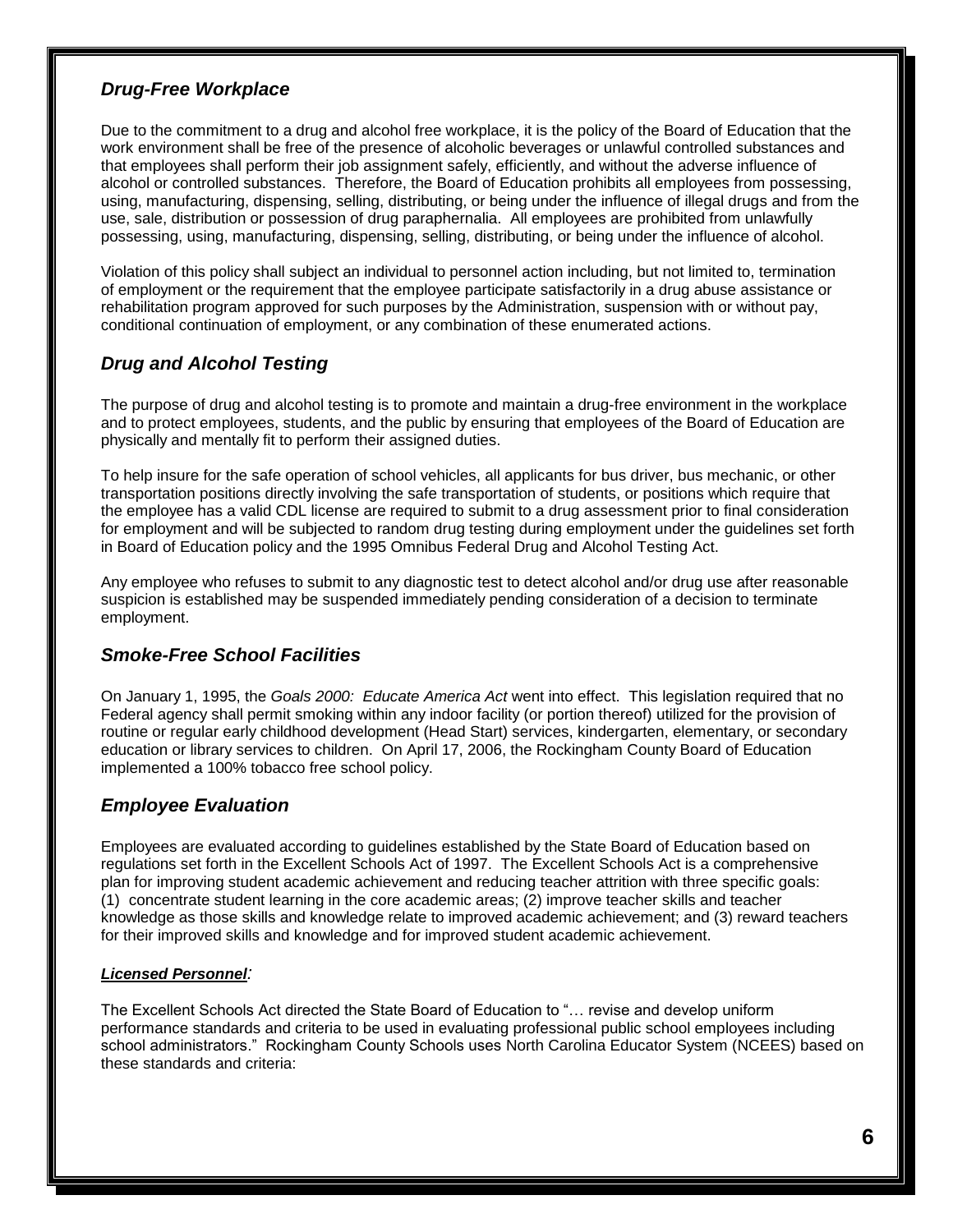## *Drug-Free Workplace*

Due to the commitment to a drug and alcohol free workplace, it is the policy of the Board of Education that the work environment shall be free of the presence of alcoholic beverages or unlawful controlled substances and that employees shall perform their job assignment safely, efficiently, and without the adverse influence of alcohol or controlled substances. Therefore, the Board of Education prohibits all employees from possessing, using, manufacturing, dispensing, selling, distributing, or being under the influence of illegal drugs and from the use, sale, distribution or possession of drug paraphernalia. All employees are prohibited from unlawfully possessing, using, manufacturing, dispensing, selling, distributing, or being under the influence of alcohol.

Violation of this policy shall subject an individual to personnel action including, but not limited to, termination of employment or the requirement that the employee participate satisfactorily in a drug abuse assistance or rehabilitation program approved for such purposes by the Administration, suspension with or without pay, conditional continuation of employment, or any combination of these enumerated actions.

## *Drug and Alcohol Testing*

The purpose of drug and alcohol testing is to promote and maintain a drug-free environment in the workplace and to protect employees, students, and the public by ensuring that employees of the Board of Education are physically and mentally fit to perform their assigned duties.

To help insure for the safe operation of school vehicles, all applicants for bus driver, bus mechanic, or other transportation positions directly involving the safe transportation of students, or positions which require that the employee has a valid CDL license are required to submit to a drug assessment prior to final consideration for employment and will be subjected to random drug testing during employment under the guidelines set forth in Board of Education policy and the 1995 Omnibus Federal Drug and Alcohol Testing Act.

Any employee who refuses to submit to any diagnostic test to detect alcohol and/or drug use after reasonable suspicion is established may be suspended immediately pending consideration of a decision to terminate employment.

## *Smoke-Free School Facilities*

On January 1, 1995, the *Goals 2000: Educate America Act* went into effect. This legislation required that no Federal agency shall permit smoking within any indoor facility (or portion thereof) utilized for the provision of routine or regular early childhood development (Head Start) services, kindergarten, elementary, or secondary education or library services to children. On April 17, 2006, the Rockingham County Board of Education implemented a 100% tobacco free school policy.

## *Employee Evaluation*

Employees are evaluated according to guidelines established by the State Board of Education based on regulations set forth in the Excellent Schools Act of 1997. The Excellent Schools Act is a comprehensive plan for improving student academic achievement and reducing teacher attrition with three specific goals: (1) concentrate student learning in the core academic areas; (2) improve teacher skills and teacher knowledge as those skills and knowledge relate to improved academic achievement; and (3) reward teachers for their improved skills and knowledge and for improved student academic achievement.

***Licensed Personnel**:*

The Excellent Schools Act directed the State Board of Education to "… revise and develop uniform performance standards and criteria to be used in evaluating professional public school employees including school administrators." Rockingham County Schools uses North Carolina Educator System (NCEES) based on these standards and criteria: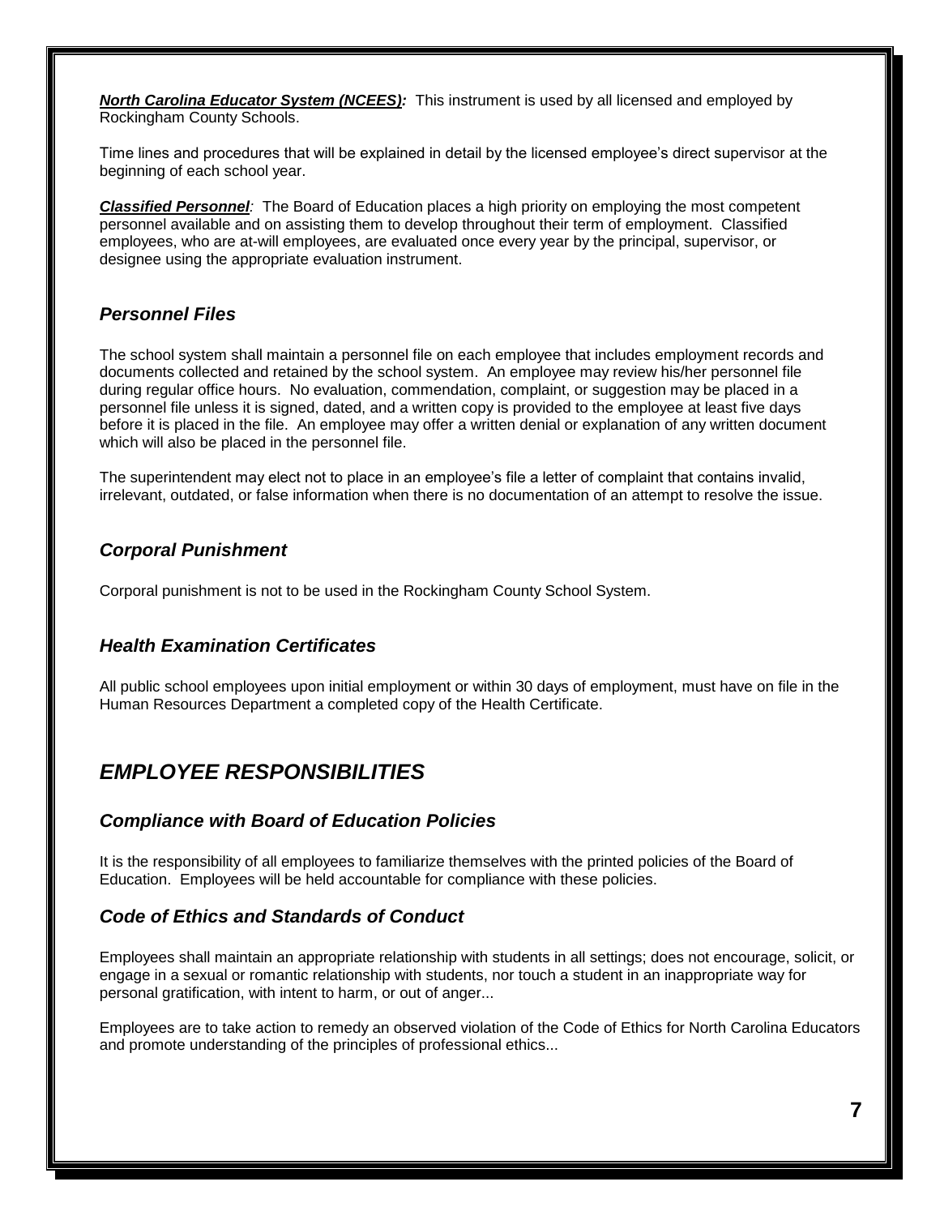***North Carolina Educator System (NCEES):*** This instrument is used by all licensed and employed by Rockingham County Schools.

Time lines and procedures that will be explained in detail by the licensed employee's direct supervisor at the beginning of each school year.

***Classified Personnel****:* The Board of Education places a high priority on employing the most competent personnel available and on assisting them to develop throughout their term of employment. Classified employees, who are at-will employees, are evaluated once every year by the principal, supervisor, or designee using the appropriate evaluation instrument.

### *Personnel Files*

The school system shall maintain a personnel file on each employee that includes employment records and documents collected and retained by the school system. An employee may review his/her personnel file during regular office hours. No evaluation, commendation, complaint, or suggestion may be placed in a personnel file unless it is signed, dated, and a written copy is provided to the employee at least five days before it is placed in the file. An employee may offer a written denial or explanation of any written document which will also be placed in the personnel file.

The superintendent may elect not to place in an employee's file a letter of complaint that contains invalid, irrelevant, outdated, or false information when there is no documentation of an attempt to resolve the issue.

### *Corporal Punishment*

Corporal punishment is not to be used in the Rockingham County School System.

### *Health Examination Certificates*

All public school employees upon initial employment or within 30 days of employment, must have on file in the Human Resources Department a completed copy of the Health Certificate.

## *EMPLOYEE RESPONSIBILITIES*

### *Compliance with Board of Education Policies*

It is the responsibility of all employees to familiarize themselves with the printed policies of the Board of Education. Employees will be held accountable for compliance with these policies.

### *Code of Ethics and Standards of Conduct*

Employees shall maintain an appropriate relationship with students in all settings; does not encourage, solicit, or engage in a sexual or romantic relationship with students, nor touch a student in an inappropriate way for personal gratification, with intent to harm, or out of anger...

Employees are to take action to remedy an observed violation of the Code of Ethics for North Carolina Educators and promote understanding of the principles of professional ethics...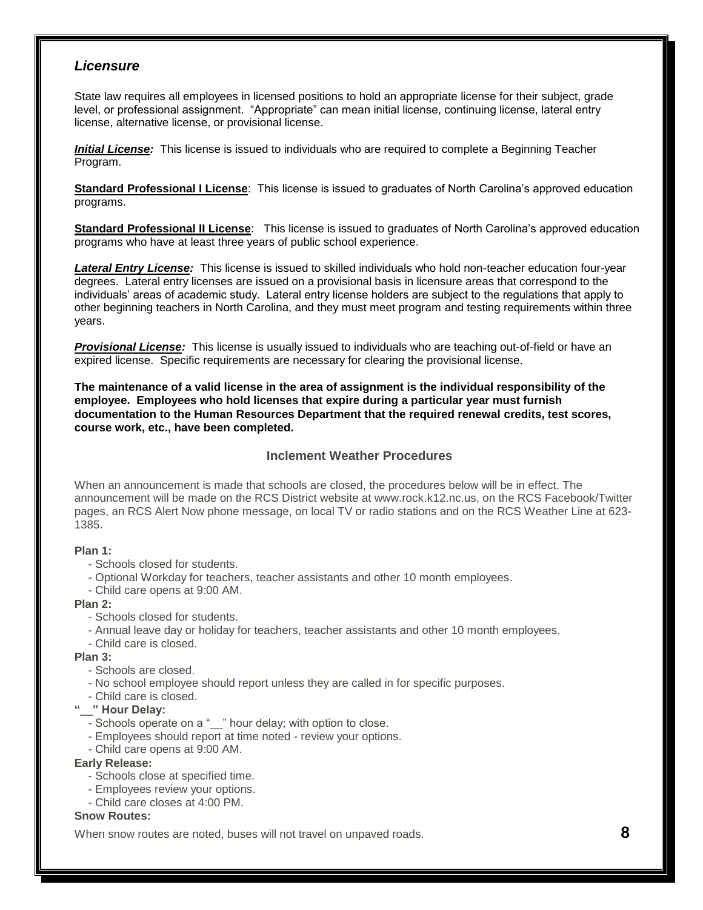## *Licensure*

State law requires all employees in licensed positions to hold an appropriate license for their subject, grade level, or professional assignment. "Appropriate" can mean initial license, continuing license, lateral entry license, alternative license, or provisional license.

***Initial License:*** This license is issued to individuals who are required to complete a Beginning Teacher Program.

**Standard Professional I License**: This license is issued to graduates of North Carolina's approved education programs.

**Standard Professional II License**: This license is issued to graduates of North Carolina's approved education programs who have at least three years of public school experience.

***Lateral Entry License:*** This license is issued to skilled individuals who hold non-teacher education four-year degrees. Lateral entry licenses are issued on a provisional basis in licensure areas that correspond to the individuals' areas of academic study. Lateral entry license holders are subject to the regulations that apply to other beginning teachers in North Carolina, and they must meet program and testing requirements within three years.

***Provisional License:*** This license is usually issued to individuals who are teaching out-of-field or have an expired license. Specific requirements are necessary for clearing the provisional license.

**The maintenance of a valid license in the area of assignment is the individual responsibility of the employee. Employees who hold licenses that expire during a particular year must furnish documentation to the Human Resources Department that the required renewal credits, test scores, course work, etc., have been completed.**

### Inclement Weather Procedures

When an announcement is made that schools are closed, the procedures below will be in effect. The announcement will be made on the RCS District website at www.rock.k12.nc.us, on the RCS Facebook/Twitter pages, an RCS Alert Now phone message, on local TV or radio stations and on the RCS Weather Line at 623-1385.

**Plan 1:**
- Schools closed for students.
- Optional Workday for teachers, teacher assistants and other 10 month employees.
- Child care opens at 9:00 AM.

**Plan 2:**
- Schools closed for students.
- Annual leave day or holiday for teachers, teacher assistants and other 10 month employees.
- Child care is closed.

**Plan 3:**
- Schools are closed.
- No school employee should report unless they are called in for specific purposes.
- Child care is closed.

**"__" Hour Delay:**
- Schools operate on a "__" hour delay; with option to close.
- Employees should report at time noted - review your options.
- Child care opens at 9:00 AM.

**Early Release:**
- Schools close at specified time.
- Employees review your options.
- Child care closes at 4:00 PM.

**Snow Routes:**

When snow routes are noted, buses will not travel on unpaved roads.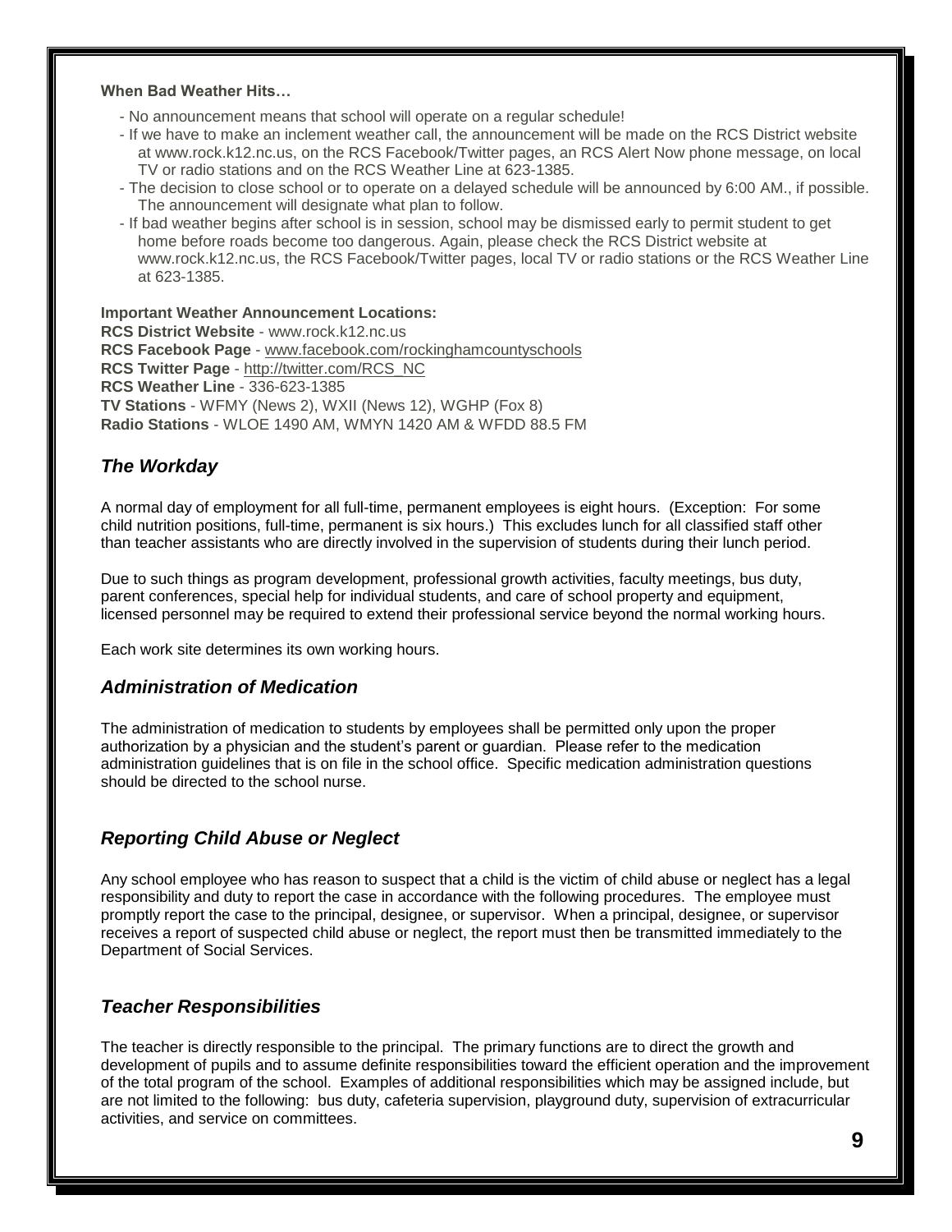**When Bad Weather Hits…**

- No announcement means that school will operate on a regular schedule!
- If we have to make an inclement weather call, the announcement will be made on the RCS District website at www.rock.k12.nc.us, on the RCS Facebook/Twitter pages, an RCS Alert Now phone message, on local TV or radio stations and on the RCS Weather Line at 623-1385.
- The decision to close school or to operate on a delayed schedule will be announced by 6:00 AM., if possible. The announcement will designate what plan to follow.
- If bad weather begins after school is in session, school may be dismissed early to permit student to get home before roads become too dangerous. Again, please check the RCS District website at www.rock.k12.nc.us, the RCS Facebook/Twitter pages, local TV or radio stations or the RCS Weather Line at 623-1385.

**Important Weather Announcement Locations:**
**RCS District Website** - www.rock.k12.nc.us
**RCS Facebook Page** - www.facebook.com/rockinghamcountyschools
**RCS Twitter Page** - http://twitter.com/RCS_NC
**RCS Weather Line** - 336-623-1385
**TV Stations** - WFMY (News 2), WXII (News 12), WGHP (Fox 8)
**Radio Stations** - WLOE 1490 AM, WMYN 1420 AM & WFDD 88.5 FM

## *The Workday*

A normal day of employment for all full-time, permanent employees is eight hours. (Exception: For some child nutrition positions, full-time, permanent is six hours.) This excludes lunch for all classified staff other than teacher assistants who are directly involved in the supervision of students during their lunch period.

Due to such things as program development, professional growth activities, faculty meetings, bus duty, parent conferences, special help for individual students, and care of school property and equipment, licensed personnel may be required to extend their professional service beyond the normal working hours.

Each work site determines its own working hours.

## *Administration of Medication*

The administration of medication to students by employees shall be permitted only upon the proper authorization by a physician and the student's parent or guardian. Please refer to the medication administration guidelines that is on file in the school office. Specific medication administration questions should be directed to the school nurse.

## *Reporting Child Abuse or Neglect*

Any school employee who has reason to suspect that a child is the victim of child abuse or neglect has a legal responsibility and duty to report the case in accordance with the following procedures. The employee must promptly report the case to the principal, designee, or supervisor. When a principal, designee, or supervisor receives a report of suspected child abuse or neglect, the report must then be transmitted immediately to the Department of Social Services.

## *Teacher Responsibilities*

The teacher is directly responsible to the principal. The primary functions are to direct the growth and development of pupils and to assume definite responsibilities toward the efficient operation and the improvement of the total program of the school. Examples of additional responsibilities which may be assigned include, but are not limited to the following: bus duty, cafeteria supervision, playground duty, supervision of extracurricular activities, and service on committees.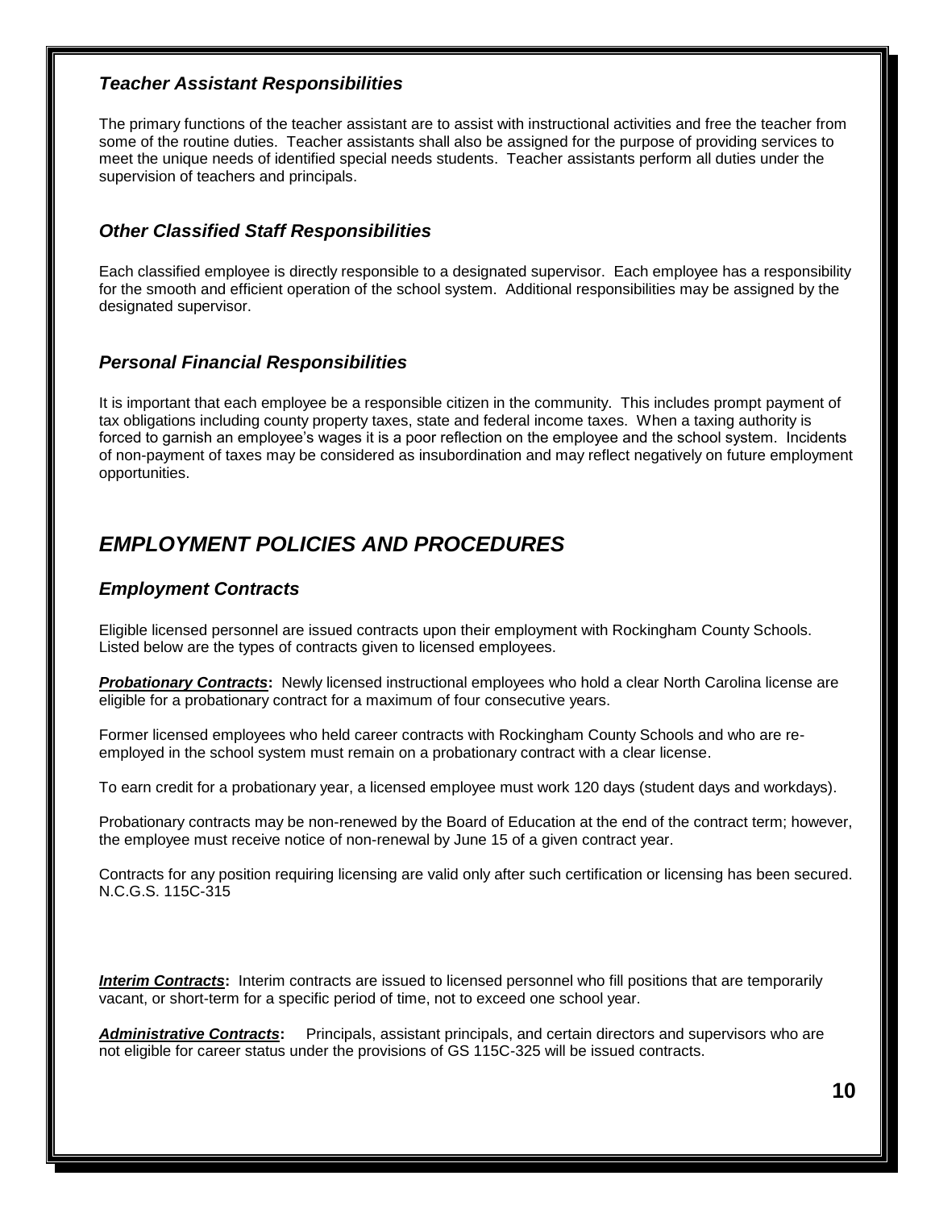### *Teacher Assistant Responsibilities*

The primary functions of the teacher assistant are to assist with instructional activities and free the teacher from some of the routine duties. Teacher assistants shall also be assigned for the purpose of providing services to meet the unique needs of identified special needs students. Teacher assistants perform all duties under the supervision of teachers and principals.

### *Other Classified Staff Responsibilities*

Each classified employee is directly responsible to a designated supervisor. Each employee has a responsibility for the smooth and efficient operation of the school system. Additional responsibilities may be assigned by the designated supervisor.

### *Personal Financial Responsibilities*

It is important that each employee be a responsible citizen in the community. This includes prompt payment of tax obligations including county property taxes, state and federal income taxes. When a taxing authority is forced to garnish an employee's wages it is a poor reflection on the employee and the school system. Incidents of non-payment of taxes may be considered as insubordination and may reflect negatively on future employment opportunities.

## *EMPLOYMENT POLICIES AND PROCEDURES*

### *Employment Contracts*

Eligible licensed personnel are issued contracts upon their employment with Rockingham County Schools. Listed below are the types of contracts given to licensed employees.

***Probationary Contracts*****:** Newly licensed instructional employees who hold a clear North Carolina license are eligible for a probationary contract for a maximum of four consecutive years.

Former licensed employees who held career contracts with Rockingham County Schools and who are re-employed in the school system must remain on a probationary contract with a clear license.

To earn credit for a probationary year, a licensed employee must work 120 days (student days and workdays).

Probationary contracts may be non-renewed by the Board of Education at the end of the contract term; however, the employee must receive notice of non-renewal by June 15 of a given contract year.

Contracts for any position requiring licensing are valid only after such certification or licensing has been secured. N.C.G.S. 115C-315

***Interim Contracts*****:** Interim contracts are issued to licensed personnel who fill positions that are temporarily vacant, or short-term for a specific period of time, not to exceed one school year.

***Administrative Contracts*****:** Principals, assistant principals, and certain directors and supervisors who are not eligible for career status under the provisions of GS 115C-325 will be issued contracts.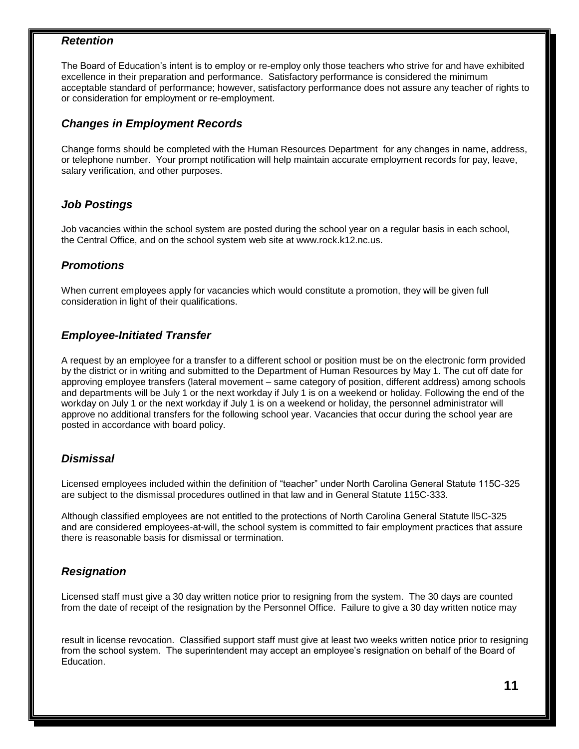### *Retention*

The Board of Education's intent is to employ or re-employ only those teachers who strive for and have exhibited excellence in their preparation and performance. Satisfactory performance is considered the minimum acceptable standard of performance; however, satisfactory performance does not assure any teacher of rights to or consideration for employment or re-employment.

### *Changes in Employment Records*

Change forms should be completed with the Human Resources Department for any changes in name, address, or telephone number. Your prompt notification will help maintain accurate employment records for pay, leave, salary verification, and other purposes.

### *Job Postings*

Job vacancies within the school system are posted during the school year on a regular basis in each school, the Central Office, and on the school system web site at www.rock.k12.nc.us.

### *Promotions*

When current employees apply for vacancies which would constitute a promotion, they will be given full consideration in light of their qualifications.

### *Employee-Initiated Transfer*

A request by an employee for a transfer to a different school or position must be on the electronic form provided by the district or in writing and submitted to the Department of Human Resources by May 1. The cut off date for approving employee transfers (lateral movement – same category of position, different address) among schools and departments will be July 1 or the next workday if July 1 is on a weekend or holiday. Following the end of the workday on July 1 or the next workday if July 1 is on a weekend or holiday, the personnel administrator will approve no additional transfers for the following school year. Vacancies that occur during the school year are posted in accordance with board policy.

### *Dismissal*

Licensed employees included within the definition of "teacher" under North Carolina General Statute 115C-325 are subject to the dismissal procedures outlined in that law and in General Statute 115C-333.

Although classified employees are not entitled to the protections of North Carolina General Statute ll5C-325 and are considered employees-at-will, the school system is committed to fair employment practices that assure there is reasonable basis for dismissal or termination.

### *Resignation*

Licensed staff must give a 30 day written notice prior to resigning from the system. The 30 days are counted from the date of receipt of the resignation by the Personnel Office. Failure to give a 30 day written notice may result in license revocation. Classified support staff must give at least two weeks written notice prior to resigning from the school system. The superintendent may accept an employee's resignation on behalf of the Board of Education.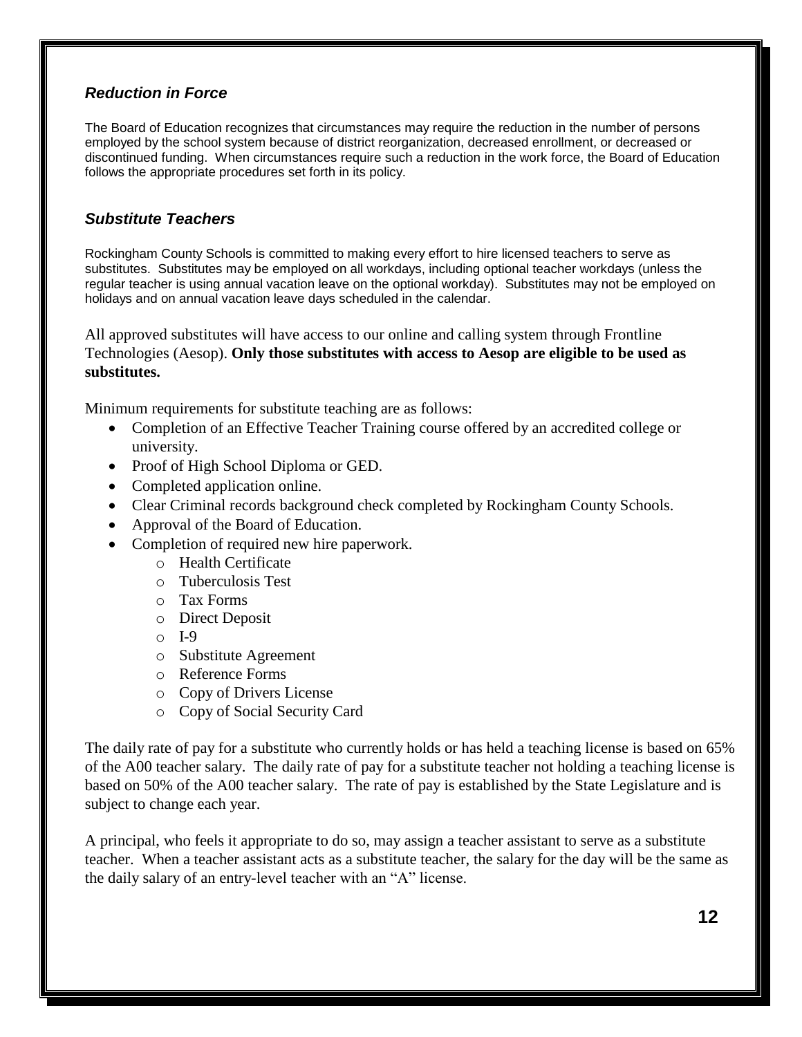### *Reduction in Force*

The Board of Education recognizes that circumstances may require the reduction in the number of persons employed by the school system because of district reorganization, decreased enrollment, or decreased or discontinued funding. When circumstances require such a reduction in the work force, the Board of Education follows the appropriate procedures set forth in its policy.

### *Substitute Teachers*

Rockingham County Schools is committed to making every effort to hire licensed teachers to serve as substitutes. Substitutes may be employed on all workdays, including optional teacher workdays (unless the regular teacher is using annual vacation leave on the optional workday). Substitutes may not be employed on holidays and on annual vacation leave days scheduled in the calendar.

All approved substitutes will have access to our online and calling system through Frontline Technologies (Aesop). **Only those substitutes with access to Aesop are eligible to be used as substitutes.**

Minimum requirements for substitute teaching are as follows:

- Completion of an Effective Teacher Training course offered by an accredited college or university.
- Proof of High School Diploma or GED.
- Completed application online.
- Clear Criminal records background check completed by Rockingham County Schools.
- Approval of the Board of Education.
- Completion of required new hire paperwork.
  - Health Certificate
  - Tuberculosis Test
  - Tax Forms
  - Direct Deposit
  - I-9
  - Substitute Agreement
  - Reference Forms
  - Copy of Drivers License
  - Copy of Social Security Card

The daily rate of pay for a substitute who currently holds or has held a teaching license is based on 65% of the A00 teacher salary. The daily rate of pay for a substitute teacher not holding a teaching license is based on 50% of the A00 teacher salary. The rate of pay is established by the State Legislature and is subject to change each year.

A principal, who feels it appropriate to do so, may assign a teacher assistant to serve as a substitute teacher. When a teacher assistant acts as a substitute teacher, the salary for the day will be the same as the daily salary of an entry-level teacher with an "A" license.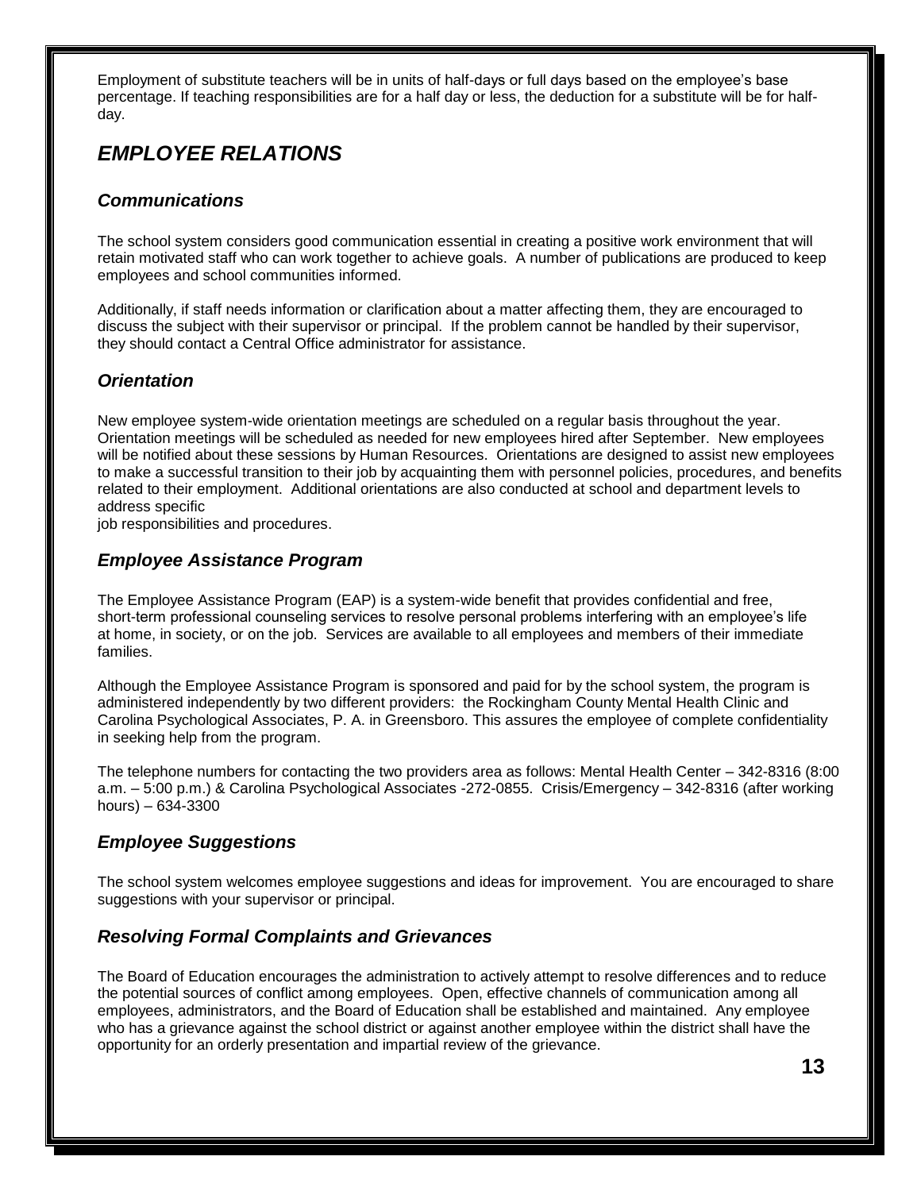Employment of substitute teachers will be in units of half-days or full days based on the employee's base percentage. If teaching responsibilities are for a half day or less, the deduction for a substitute will be for half-day.

## *EMPLOYEE RELATIONS*

### *Communications*

The school system considers good communication essential in creating a positive work environment that will retain motivated staff who can work together to achieve goals. A number of publications are produced to keep employees and school communities informed.

Additionally, if staff needs information or clarification about a matter affecting them, they are encouraged to discuss the subject with their supervisor or principal. If the problem cannot be handled by their supervisor, they should contact a Central Office administrator for assistance.

### *Orientation*

New employee system-wide orientation meetings are scheduled on a regular basis throughout the year. Orientation meetings will be scheduled as needed for new employees hired after September. New employees will be notified about these sessions by Human Resources. Orientations are designed to assist new employees to make a successful transition to their job by acquainting them with personnel policies, procedures, and benefits related to their employment. Additional orientations are also conducted at school and department levels to address specific job responsibilities and procedures.

### *Employee Assistance Program*

The Employee Assistance Program (EAP) is a system-wide benefit that provides confidential and free, short-term professional counseling services to resolve personal problems interfering with an employee's life at home, in society, or on the job. Services are available to all employees and members of their immediate families.

Although the Employee Assistance Program is sponsored and paid for by the school system, the program is administered independently by two different providers: the Rockingham County Mental Health Clinic and Carolina Psychological Associates, P. A. in Greensboro. This assures the employee of complete confidentiality in seeking help from the program.

The telephone numbers for contacting the two providers area as follows: Mental Health Center – 342-8316 (8:00 a.m. – 5:00 p.m.) & Carolina Psychological Associates -272-0855. Crisis/Emergency – 342-8316 (after working hours) – 634-3300

### *Employee Suggestions*

The school system welcomes employee suggestions and ideas for improvement. You are encouraged to share suggestions with your supervisor or principal.

### *Resolving Formal Complaints and Grievances*

The Board of Education encourages the administration to actively attempt to resolve differences and to reduce the potential sources of conflict among employees. Open, effective channels of communication among all employees, administrators, and the Board of Education shall be established and maintained. Any employee who has a grievance against the school district or against another employee within the district shall have the opportunity for an orderly presentation and impartial review of the grievance.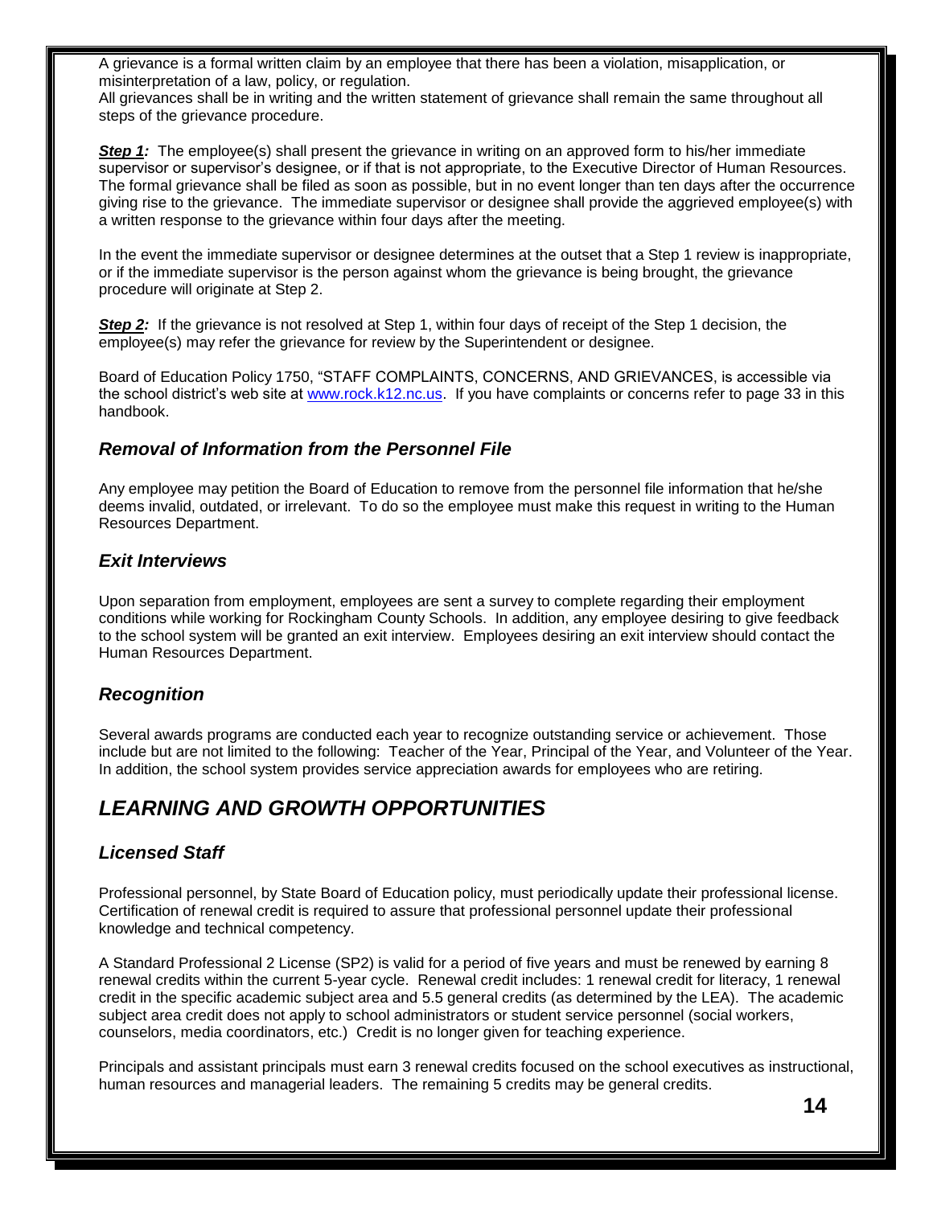A grievance is a formal written claim by an employee that there has been a violation, misapplication, or misinterpretation of a law, policy, or regulation.
All grievances shall be in writing and the written statement of grievance shall remain the same throughout all steps of the grievance procedure.

***Step 1:*** The employee(s) shall present the grievance in writing on an approved form to his/her immediate supervisor or supervisor's designee, or if that is not appropriate, to the Executive Director of Human Resources. The formal grievance shall be filed as soon as possible, but in no event longer than ten days after the occurrence giving rise to the grievance. The immediate supervisor or designee shall provide the aggrieved employee(s) with a written response to the grievance within four days after the meeting.

In the event the immediate supervisor or designee determines at the outset that a Step 1 review is inappropriate, or if the immediate supervisor is the person against whom the grievance is being brought, the grievance procedure will originate at Step 2.

***Step 2:*** If the grievance is not resolved at Step 1, within four days of receipt of the Step 1 decision, the employee(s) may refer the grievance for review by the Superintendent or designee.

Board of Education Policy 1750, "STAFF COMPLAINTS, CONCERNS, AND GRIEVANCES, is accessible via the school district's web site at www.rock.k12.nc.us. If you have complaints or concerns refer to page 33 in this handbook.

### *Removal of Information from the Personnel File*

Any employee may petition the Board of Education to remove from the personnel file information that he/she deems invalid, outdated, or irrelevant. To do so the employee must make this request in writing to the Human Resources Department.

### *Exit Interviews*

Upon separation from employment, employees are sent a survey to complete regarding their employment conditions while working for Rockingham County Schools. In addition, any employee desiring to give feedback to the school system will be granted an exit interview. Employees desiring an exit interview should contact the Human Resources Department.

### *Recognition*

Several awards programs are conducted each year to recognize outstanding service or achievement. Those include but are not limited to the following: Teacher of the Year, Principal of the Year, and Volunteer of the Year. In addition, the school system provides service appreciation awards for employees who are retiring.

## *LEARNING AND GROWTH OPPORTUNITIES*

### *Licensed Staff*

Professional personnel, by State Board of Education policy, must periodically update their professional license. Certification of renewal credit is required to assure that professional personnel update their professional knowledge and technical competency.

A Standard Professional 2 License (SP2) is valid for a period of five years and must be renewed by earning 8 renewal credits within the current 5-year cycle. Renewal credit includes: 1 renewal credit for literacy, 1 renewal credit in the specific academic subject area and 5.5 general credits (as determined by the LEA). The academic subject area credit does not apply to school administrators or student service personnel (social workers, counselors, media coordinators, etc.) Credit is no longer given for teaching experience.

Principals and assistant principals must earn 3 renewal credits focused on the school executives as instructional, human resources and managerial leaders. The remaining 5 credits may be general credits.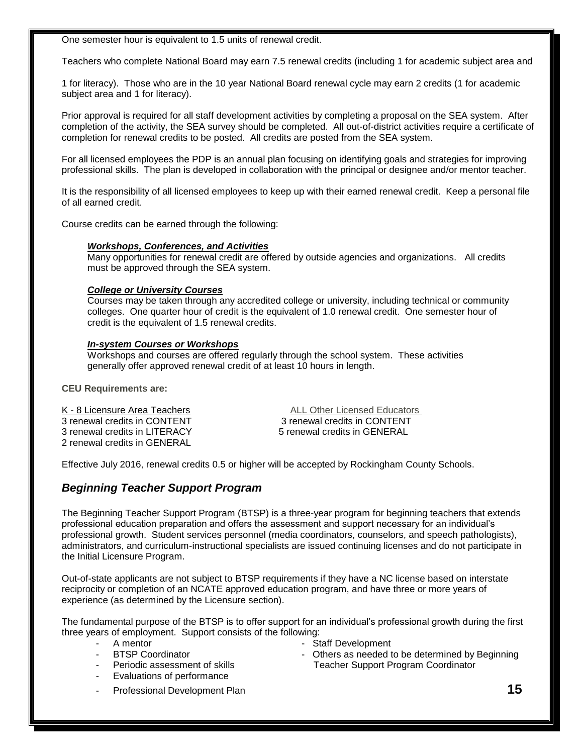One semester hour is equivalent to 1.5 units of renewal credit.

Teachers who complete National Board may earn 7.5 renewal credits (including 1 for academic subject area and 1 for literacy). Those who are in the 10 year National Board renewal cycle may earn 2 credits (1 for academic subject area and 1 for literacy).

Prior approval is required for all staff development activities by completing a proposal on the SEA system. After completion of the activity, the SEA survey should be completed. All out-of-district activities require a certificate of completion for renewal credits to be posted. All credits are posted from the SEA system.

For all licensed employees the PDP is an annual plan focusing on identifying goals and strategies for improving professional skills. The plan is developed in collaboration with the principal or designee and/or mentor teacher.

It is the responsibility of all licensed employees to keep up with their earned renewal credit. Keep a personal file of all earned credit.

Course credits can be earned through the following:

***Workshops, Conferences, and Activities***
Many opportunities for renewal credit are offered by outside agencies and organizations. All credits must be approved through the SEA system.

***College or University Courses***
Courses may be taken through any accredited college or university, including technical or community colleges. One quarter hour of credit is the equivalent of 1.0 renewal credit. One semester hour of credit is the equivalent of 1.5 renewal credits.

***In-system Courses or Workshops***
Workshops and courses are offered regularly through the school system. These activities generally offer approved renewal credit of at least 10 hours in length.

**CEU Requirements are:**

| K - 8 Licensure Area Teachers | ALL Other Licensed Educators |
|---|---|
| 3 renewal credits in CONTENT | 3 renewal credits in CONTENT |
| 3 renewal credits in LITERACY | 5 renewal credits in GENERAL |
| 2 renewal credits in GENERAL | |

Effective July 2016, renewal credits 0.5 or higher will be accepted by Rockingham County Schools.

## *Beginning Teacher Support Program*

The Beginning Teacher Support Program (BTSP) is a three-year program for beginning teachers that extends professional education preparation and offers the assessment and support necessary for an individual's professional growth. Student services personnel (media coordinators, counselors, and speech pathologists), administrators, and curriculum-instructional specialists are issued continuing licenses and do not participate in the Initial Licensure Program.

Out-of-state applicants are not subject to BTSP requirements if they have a NC license based on interstate reciprocity or completion of an NCATE approved education program, and have three or more years of experience (as determined by the Licensure section).

The fundamental purpose of the BTSP is to offer support for an individual's professional growth during the first three years of employment. Support consists of the following:

- A mentor
- BTSP Coordinator
- Periodic assessment of skills
- Evaluations of performance
- Professional Development Plan
- Staff Development
- Others as needed to be determined by Beginning Teacher Support Program Coordinator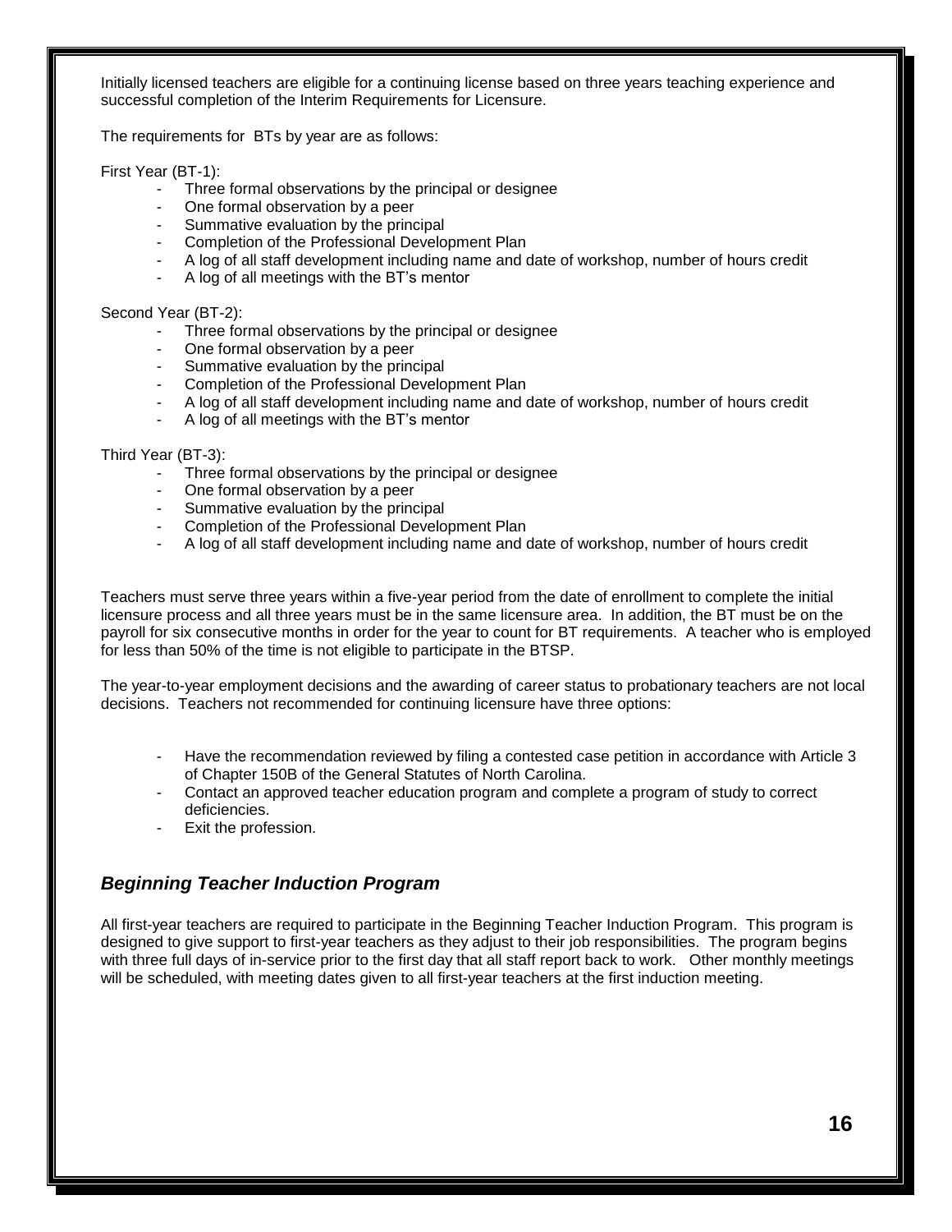Initially licensed teachers are eligible for a continuing license based on three years teaching experience and successful completion of the Interim Requirements for Licensure.

The requirements for BTs by year are as follows:

First Year (BT-1):

- Three formal observations by the principal or designee
- One formal observation by a peer
- Summative evaluation by the principal
- Completion of the Professional Development Plan
- A log of all staff development including name and date of workshop, number of hours credit
- A log of all meetings with the BT's mentor

Second Year (BT-2):

- Three formal observations by the principal or designee
- One formal observation by a peer
- Summative evaluation by the principal
- Completion of the Professional Development Plan
- A log of all staff development including name and date of workshop, number of hours credit
- A log of all meetings with the BT's mentor

Third Year (BT-3):

- Three formal observations by the principal or designee
- One formal observation by a peer
- Summative evaluation by the principal
- Completion of the Professional Development Plan
- A log of all staff development including name and date of workshop, number of hours credit

Teachers must serve three years within a five-year period from the date of enrollment to complete the initial licensure process and all three years must be in the same licensure area. In addition, the BT must be on the payroll for six consecutive months in order for the year to count for BT requirements. A teacher who is employed for less than 50% of the time is not eligible to participate in the BTSP.

The year-to-year employment decisions and the awarding of career status to probationary teachers are not local decisions. Teachers not recommended for continuing licensure have three options:

- Have the recommendation reviewed by filing a contested case petition in accordance with Article 3 of Chapter 150B of the General Statutes of North Carolina.
- Contact an approved teacher education program and complete a program of study to correct deficiencies.
- Exit the profession.

## *Beginning Teacher Induction Program*

All first-year teachers are required to participate in the Beginning Teacher Induction Program. This program is designed to give support to first-year teachers as they adjust to their job responsibilities. The program begins with three full days of in-service prior to the first day that all staff report back to work. Other monthly meetings will be scheduled, with meeting dates given to all first-year teachers at the first induction meeting.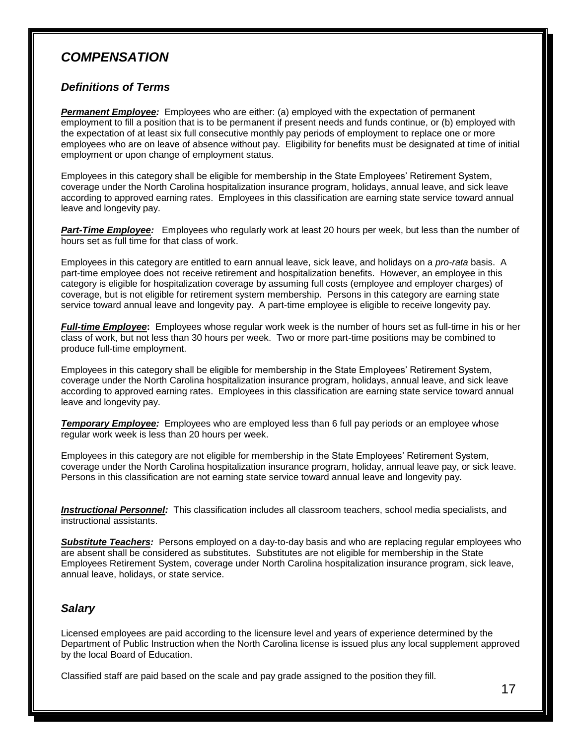# *COMPENSATION*

## *Definitions of Terms*

***Permanent Employee:*** Employees who are either: (a) employed with the expectation of permanent employment to fill a position that is to be permanent if present needs and funds continue, or (b) employed with the expectation of at least six full consecutive monthly pay periods of employment to replace one or more employees who are on leave of absence without pay. Eligibility for benefits must be designated at time of initial employment or upon change of employment status.

Employees in this category shall be eligible for membership in the State Employees' Retirement System, coverage under the North Carolina hospitalization insurance program, holidays, annual leave, and sick leave according to approved earning rates. Employees in this classification are earning state service toward annual leave and longevity pay.

***Part-Time Employee:*** Employees who regularly work at least 20 hours per week, but less than the number of hours set as full time for that class of work.

Employees in this category are entitled to earn annual leave, sick leave, and holidays on a *pro-rata* basis. A part-time employee does not receive retirement and hospitalization benefits. However, an employee in this category is eligible for hospitalization coverage by assuming full costs (employee and employer charges) of coverage, but is not eligible for retirement system membership. Persons in this category are earning state service toward annual leave and longevity pay. A part-time employee is eligible to receive longevity pay.

***Full-time Employee*:** Employees whose regular work week is the number of hours set as full-time in his or her class of work, but not less than 30 hours per week. Two or more part-time positions may be combined to produce full-time employment.

Employees in this category shall be eligible for membership in the State Employees' Retirement System, coverage under the North Carolina hospitalization insurance program, holidays, annual leave, and sick leave according to approved earning rates. Employees in this classification are earning state service toward annual leave and longevity pay.

***Temporary Employee:*** Employees who are employed less than 6 full pay periods or an employee whose regular work week is less than 20 hours per week.

Employees in this category are not eligible for membership in the State Employees' Retirement System, coverage under the North Carolina hospitalization insurance program, holiday, annual leave pay, or sick leave. Persons in this classification are not earning state service toward annual leave and longevity pay.

***Instructional Personnel:*** This classification includes all classroom teachers, school media specialists, and instructional assistants.

***Substitute Teachers:*** Persons employed on a day-to-day basis and who are replacing regular employees who are absent shall be considered as substitutes. Substitutes are not eligible for membership in the State Employees Retirement System, coverage under North Carolina hospitalization insurance program, sick leave, annual leave, holidays, or state service.

## *Salary*

Licensed employees are paid according to the licensure level and years of experience determined by the Department of Public Instruction when the North Carolina license is issued plus any local supplement approved by the local Board of Education.

Classified staff are paid based on the scale and pay grade assigned to the position they fill.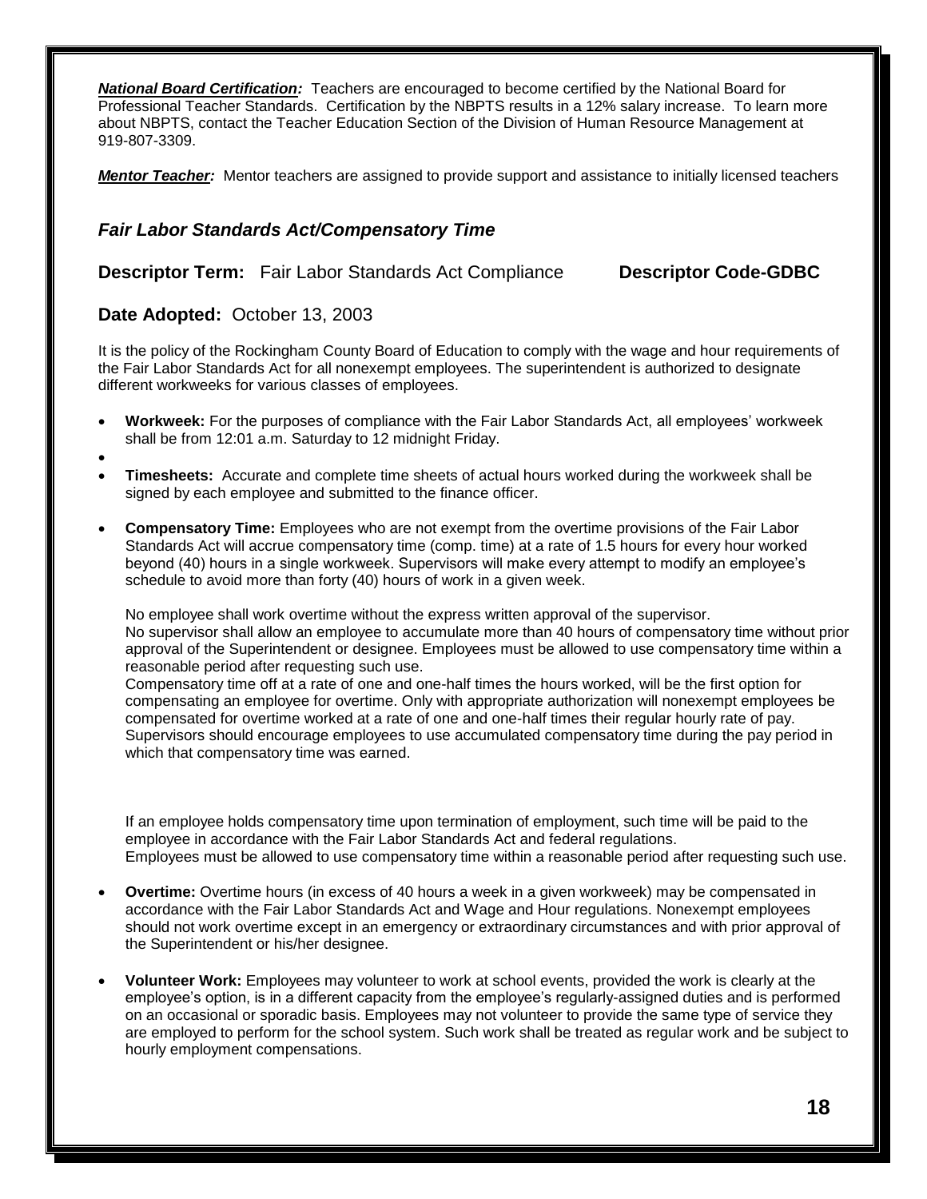***National Board Certification:*** Teachers are encouraged to become certified by the National Board for Professional Teacher Standards. Certification by the NBPTS results in a 12% salary increase. To learn more about NBPTS, contact the Teacher Education Section of the Division of Human Resource Management at 919-807-3309.

***Mentor Teacher:*** Mentor teachers are assigned to provide support and assistance to initially licensed teachers

### *Fair Labor Standards Act/Compensatory Time*

**Descriptor Term:** Fair Labor Standards Act Compliance **Descriptor Code-GDBC**

**Date Adopted:** October 13, 2003

It is the policy of the Rockingham County Board of Education to comply with the wage and hour requirements of the Fair Labor Standards Act for all nonexempt employees. The superintendent is authorized to designate different workweeks for various classes of employees.

- **Workweek:** For the purposes of compliance with the Fair Labor Standards Act, all employees' workweek shall be from 12:01 a.m. Saturday to 12 midnight Friday.
- 
- **Timesheets:** Accurate and complete time sheets of actual hours worked during the workweek shall be signed by each employee and submitted to the finance officer.
- **Compensatory Time:** Employees who are not exempt from the overtime provisions of the Fair Labor Standards Act will accrue compensatory time (comp. time) at a rate of 1.5 hours for every hour worked beyond (40) hours in a single workweek. Supervisors will make every attempt to modify an employee's schedule to avoid more than forty (40) hours of work in a given week.

  No employee shall work overtime without the express written approval of the supervisor.
  No supervisor shall allow an employee to accumulate more than 40 hours of compensatory time without prior approval of the Superintendent or designee. Employees must be allowed to use compensatory time within a reasonable period after requesting such use.
  Compensatory time off at a rate of one and one-half times the hours worked, will be the first option for compensating an employee for overtime. Only with appropriate authorization will nonexempt employees be compensated for overtime worked at a rate of one and one-half times their regular hourly rate of pay. Supervisors should encourage employees to use accumulated compensatory time during the pay period in which that compensatory time was earned.

  If an employee holds compensatory time upon termination of employment, such time will be paid to the employee in accordance with the Fair Labor Standards Act and federal regulations.
  Employees must be allowed to use compensatory time within a reasonable period after requesting such use.

- **Overtime:** Overtime hours (in excess of 40 hours a week in a given workweek) may be compensated in accordance with the Fair Labor Standards Act and Wage and Hour regulations. Nonexempt employees should not work overtime except in an emergency or extraordinary circumstances and with prior approval of the Superintendent or his/her designee.
- **Volunteer Work:** Employees may volunteer to work at school events, provided the work is clearly at the employee's option, is in a different capacity from the employee's regularly-assigned duties and is performed on an occasional or sporadic basis. Employees may not volunteer to provide the same type of service they are employed to perform for the school system. Such work shall be treated as regular work and be subject to hourly employment compensations.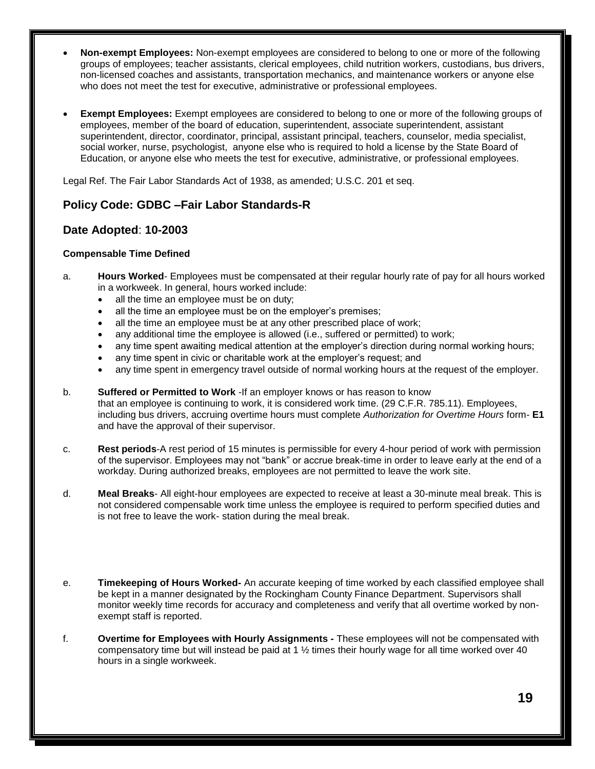- **Non-exempt Employees:** Non-exempt employees are considered to belong to one or more of the following groups of employees; teacher assistants, clerical employees, child nutrition workers, custodians, bus drivers, non-licensed coaches and assistants, transportation mechanics, and maintenance workers or anyone else who does not meet the test for executive, administrative or professional employees.

- **Exempt Employees:** Exempt employees are considered to belong to one or more of the following groups of employees, member of the board of education, superintendent, associate superintendent, assistant superintendent, director, coordinator, principal, assistant principal, teachers, counselor, media specialist, social worker, nurse, psychologist, anyone else who is required to hold a license by the State Board of Education, or anyone else who meets the test for executive, administrative, or professional employees.

Legal Ref. The Fair Labor Standards Act of 1938, as amended; U.S.C. 201 et seq.

## Policy Code: GDBC –Fair Labor Standards-R

## Date Adopted: 10-2003

**Compensable Time Defined**

a. **Hours Worked**- Employees must be compensated at their regular hourly rate of pay for all hours worked in a workweek. In general, hours worked include:
   - all the time an employee must be on duty;
   - all the time an employee must be on the employer's premises;
   - all the time an employee must be at any other prescribed place of work;
   - any additional time the employee is allowed (i.e., suffered or permitted) to work;
   - any time spent awaiting medical attention at the employer's direction during normal working hours;
   - any time spent in civic or charitable work at the employer's request; and
   - any time spent in emergency travel outside of normal working hours at the request of the employer.

b. **Suffered or Permitted to Work** -If an employer knows or has reason to know that an employee is continuing to work, it is considered work time. (29 C.F.R. 785.11). Employees, including bus drivers, accruing overtime hours must complete *Authorization for Overtime Hours* form- **E1** and have the approval of their supervisor.

c. **Rest periods**-A rest period of 15 minutes is permissible for every 4-hour period of work with permission of the supervisor. Employees may not "bank" or accrue break-time in order to leave early at the end of a workday. During authorized breaks, employees are not permitted to leave the work site.

d. **Meal Breaks**- All eight-hour employees are expected to receive at least a 30-minute meal break. This is not considered compensable work time unless the employee is required to perform specified duties and is not free to leave the work- station during the meal break.

e. **Timekeeping of Hours Worked-** An accurate keeping of time worked by each classified employee shall be kept in a manner designated by the Rockingham County Finance Department. Supervisors shall monitor weekly time records for accuracy and completeness and verify that all overtime worked by non-exempt staff is reported.

f. **Overtime for Employees with Hourly Assignments -** These employees will not be compensated with compensatory time but will instead be paid at 1 ½ times their hourly wage for all time worked over 40 hours in a single workweek.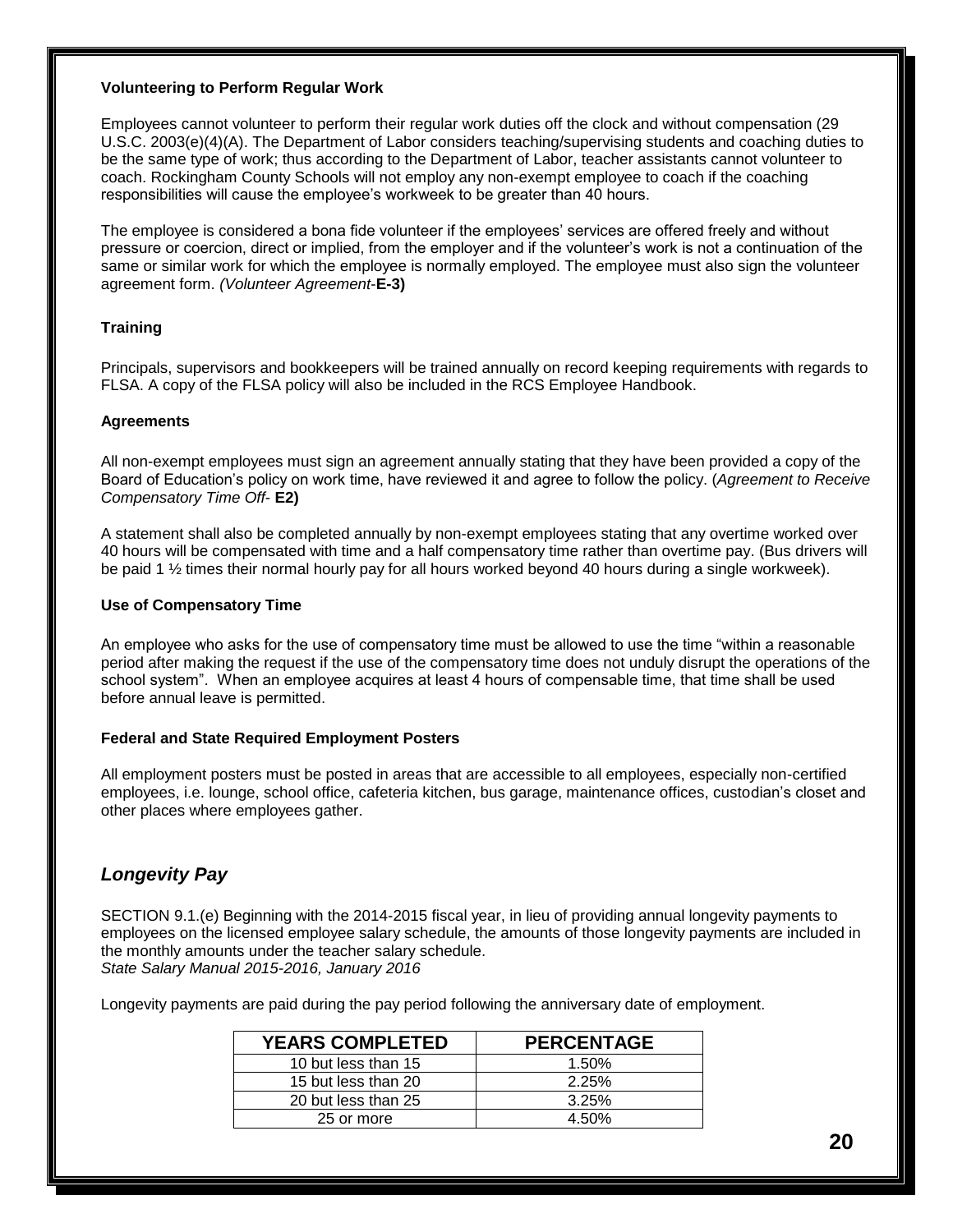**Volunteering to Perform Regular Work**

Employees cannot volunteer to perform their regular work duties off the clock and without compensation (29 U.S.C. 2003(e)(4)(A). The Department of Labor considers teaching/supervising students and coaching duties to be the same type of work; thus according to the Department of Labor, teacher assistants cannot volunteer to coach. Rockingham County Schools will not employ any non-exempt employee to coach if the coaching responsibilities will cause the employee's workweek to be greater than 40 hours.

The employee is considered a bona fide volunteer if the employees' services are offered freely and without pressure or coercion, direct or implied, from the employer and if the volunteer's work is not a continuation of the same or similar work for which the employee is normally employed. The employee must also sign the volunteer agreement form. *(Volunteer Agreement-***E-3)**

**Training**

Principals, supervisors and bookkeepers will be trained annually on record keeping requirements with regards to FLSA. A copy of the FLSA policy will also be included in the RCS Employee Handbook.

**Agreements**

All non-exempt employees must sign an agreement annually stating that they have been provided a copy of the Board of Education's policy on work time, have reviewed it and agree to follow the policy. (*Agreement to Receive Compensatory Time Off-* **E2)**

A statement shall also be completed annually by non-exempt employees stating that any overtime worked over 40 hours will be compensated with time and a half compensatory time rather than overtime pay. (Bus drivers will be paid 1 ½ times their normal hourly pay for all hours worked beyond 40 hours during a single workweek).

**Use of Compensatory Time**

An employee who asks for the use of compensatory time must be allowed to use the time "within a reasonable period after making the request if the use of the compensatory time does not unduly disrupt the operations of the school system". When an employee acquires at least 4 hours of compensable time, that time shall be used before annual leave is permitted.

**Federal and State Required Employment Posters**

All employment posters must be posted in areas that are accessible to all employees, especially non-certified employees, i.e. lounge, school office, cafeteria kitchen, bus garage, maintenance offices, custodian's closet and other places where employees gather.

## *Longevity Pay*

SECTION 9.1.(e) Beginning with the 2014-2015 fiscal year, in lieu of providing annual longevity payments to employees on the licensed employee salary schedule, the amounts of those longevity payments are included in the monthly amounts under the teacher salary schedule.
*State Salary Manual 2015-2016, January 2016*

Longevity payments are paid during the pay period following the anniversary date of employment.

| YEARS COMPLETED | PERCENTAGE |
|---|---|
| 10 but less than 15 | 1.50% |
| 15 but less than 20 | 2.25% |
| 20 but less than 25 | 3.25% |
| 25 or more | 4.50% |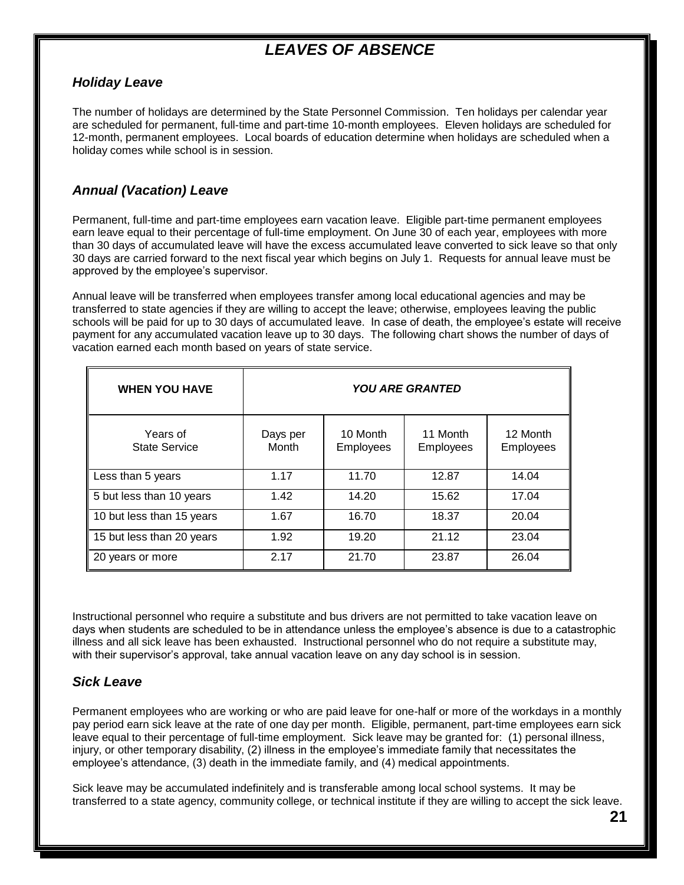# *LEAVES OF ABSENCE*

## *Holiday Leave*

The number of holidays are determined by the State Personnel Commission. Ten holidays per calendar year are scheduled for permanent, full-time and part-time 10-month employees. Eleven holidays are scheduled for 12-month, permanent employees. Local boards of education determine when holidays are scheduled when a holiday comes while school is in session.

## *Annual (Vacation) Leave*

Permanent, full-time and part-time employees earn vacation leave. Eligible part-time permanent employees earn leave equal to their percentage of full-time employment. On June 30 of each year, employees with more than 30 days of accumulated leave will have the excess accumulated leave converted to sick leave so that only 30 days are carried forward to the next fiscal year which begins on July 1. Requests for annual leave must be approved by the employee's supervisor.

Annual leave will be transferred when employees transfer among local educational agencies and may be transferred to state agencies if they are willing to accept the leave; otherwise, employees leaving the public schools will be paid for up to 30 days of accumulated leave. In case of death, the employee's estate will receive payment for any accumulated vacation leave up to 30 days. The following chart shows the number of days of vacation earned each month based on years of state service.

| **WHEN YOU HAVE** | ***YOU ARE GRANTED*** | | | |
|---|---|---|---|---|
| Years of State Service | Days per Month | 10 Month Employees | 11 Month Employees | 12 Month Employees |
| Less than 5 years | 1.17 | 11.70 | 12.87 | 14.04 |
| 5 but less than 10 years | 1.42 | 14.20 | 15.62 | 17.04 |
| 10 but less than 15 years | 1.67 | 16.70 | 18.37 | 20.04 |
| 15 but less than 20 years | 1.92 | 19.20 | 21.12 | 23.04 |
| 20 years or more | 2.17 | 21.70 | 23.87 | 26.04 |

Instructional personnel who require a substitute and bus drivers are not permitted to take vacation leave on days when students are scheduled to be in attendance unless the employee's absence is due to a catastrophic illness and all sick leave has been exhausted. Instructional personnel who do not require a substitute may, with their supervisor's approval, take annual vacation leave on any day school is in session.

## *Sick Leave*

Permanent employees who are working or who are paid leave for one-half or more of the workdays in a monthly pay period earn sick leave at the rate of one day per month. Eligible, permanent, part-time employees earn sick leave equal to their percentage of full-time employment. Sick leave may be granted for: (1) personal illness, injury, or other temporary disability, (2) illness in the employee's immediate family that necessitates the employee's attendance, (3) death in the immediate family, and (4) medical appointments.

Sick leave may be accumulated indefinitely and is transferable among local school systems. It may be transferred to a state agency, community college, or technical institute if they are willing to accept the sick leave.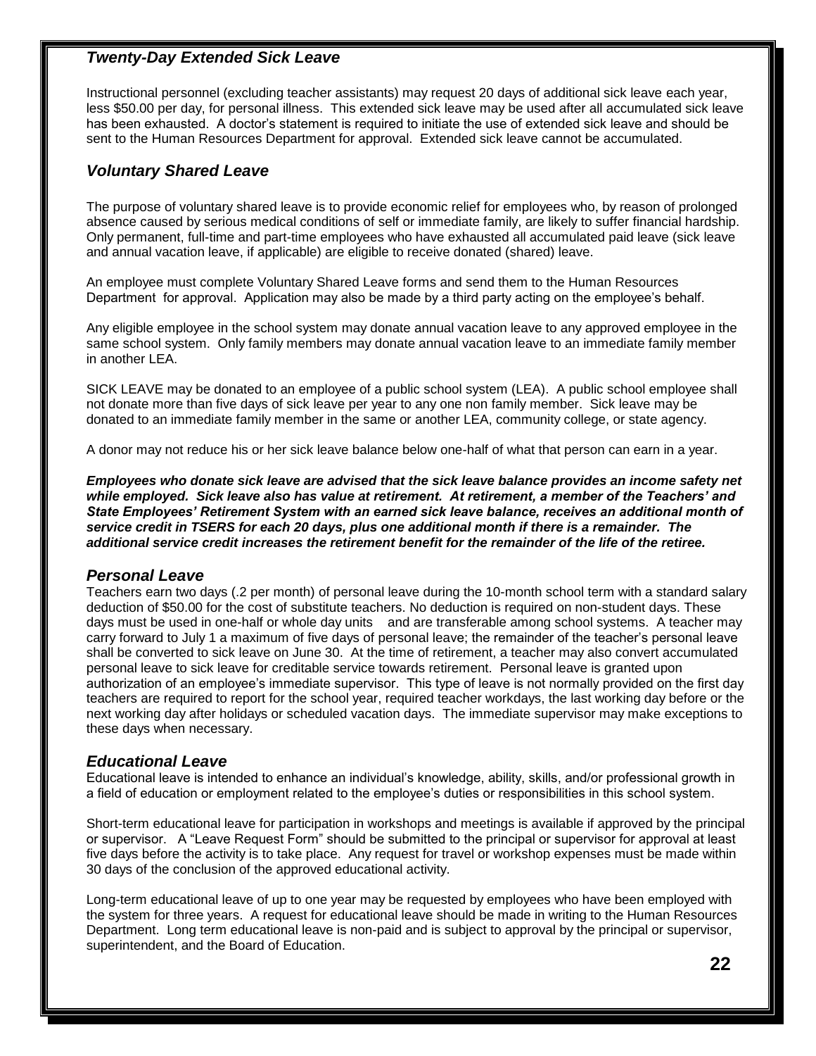### *Twenty-Day Extended Sick Leave*

Instructional personnel (excluding teacher assistants) may request 20 days of additional sick leave each year, less $50.00 per day, for personal illness. This extended sick leave may be used after all accumulated sick leave has been exhausted. A doctor's statement is required to initiate the use of extended sick leave and should be sent to the Human Resources Department for approval. Extended sick leave cannot be accumulated.

### *Voluntary Shared Leave*

The purpose of voluntary shared leave is to provide economic relief for employees who, by reason of prolonged absence caused by serious medical conditions of self or immediate family, are likely to suffer financial hardship. Only permanent, full-time and part-time employees who have exhausted all accumulated paid leave (sick leave and annual vacation leave, if applicable) are eligible to receive donated (shared) leave.

An employee must complete Voluntary Shared Leave forms and send them to the Human Resources Department for approval. Application may also be made by a third party acting on the employee's behalf.

Any eligible employee in the school system may donate annual vacation leave to any approved employee in the same school system. Only family members may donate annual vacation leave to an immediate family member in another LEA.

SICK LEAVE may be donated to an employee of a public school system (LEA). A public school employee shall not donate more than five days of sick leave per year to any one non family member. Sick leave may be donated to an immediate family member in the same or another LEA, community college, or state agency.

A donor may not reduce his or her sick leave balance below one-half of what that person can earn in a year.

***Employees who donate sick leave are advised that the sick leave balance provides an income safety net while employed. Sick leave also has value at retirement. At retirement, a member of the Teachers' and State Employees' Retirement System with an earned sick leave balance, receives an additional month of service credit in TSERS for each 20 days, plus one additional month if there is a remainder. The additional service credit increases the retirement benefit for the remainder of the life of the retiree.***

### *Personal Leave*

Teachers earn two days (.2 per month) of personal leave during the 10-month school term with a standard salary deduction of $50.00 for the cost of substitute teachers. No deduction is required on non-student days. These days must be used in one-half or whole day units and are transferable among school systems. A teacher may carry forward to July 1 a maximum of five days of personal leave; the remainder of the teacher's personal leave shall be converted to sick leave on June 30. At the time of retirement, a teacher may also convert accumulated personal leave to sick leave for creditable service towards retirement. Personal leave is granted upon authorization of an employee's immediate supervisor. This type of leave is not normally provided on the first day teachers are required to report for the school year, required teacher workdays, the last working day before or the next working day after holidays or scheduled vacation days. The immediate supervisor may make exceptions to these days when necessary.

### *Educational Leave*

Educational leave is intended to enhance an individual's knowledge, ability, skills, and/or professional growth in a field of education or employment related to the employee's duties or responsibilities in this school system.

Short-term educational leave for participation in workshops and meetings is available if approved by the principal or supervisor. A "Leave Request Form" should be submitted to the principal or supervisor for approval at least five days before the activity is to take place. Any request for travel or workshop expenses must be made within 30 days of the conclusion of the approved educational activity.

Long-term educational leave of up to one year may be requested by employees who have been employed with the system for three years. A request for educational leave should be made in writing to the Human Resources Department. Long term educational leave is non-paid and is subject to approval by the principal or supervisor, superintendent, and the Board of Education.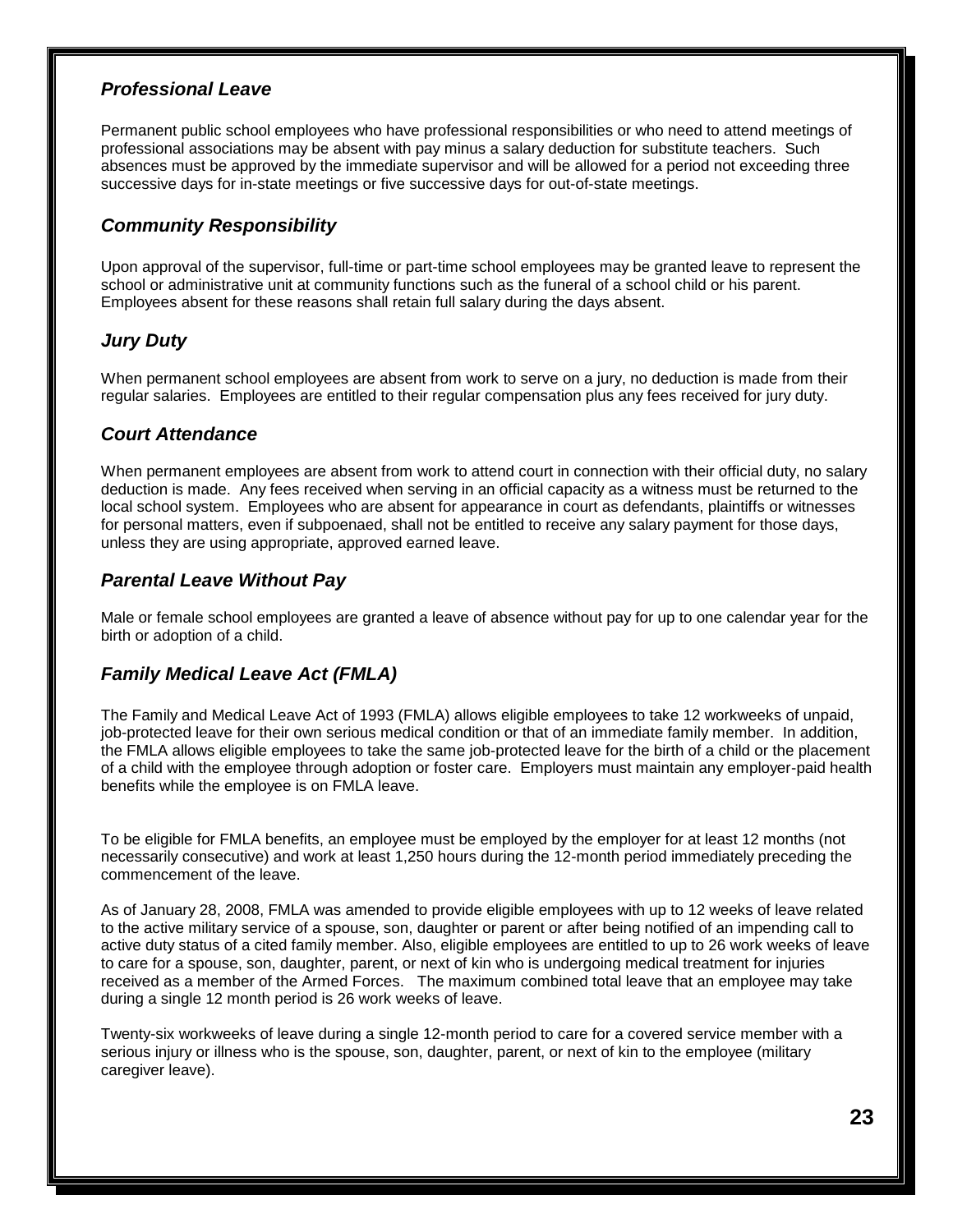### *Professional Leave*

Permanent public school employees who have professional responsibilities or who need to attend meetings of professional associations may be absent with pay minus a salary deduction for substitute teachers. Such absences must be approved by the immediate supervisor and will be allowed for a period not exceeding three successive days for in-state meetings or five successive days for out-of-state meetings.

### *Community Responsibility*

Upon approval of the supervisor, full-time or part-time school employees may be granted leave to represent the school or administrative unit at community functions such as the funeral of a school child or his parent. Employees absent for these reasons shall retain full salary during the days absent.

### *Jury Duty*

When permanent school employees are absent from work to serve on a jury, no deduction is made from their regular salaries. Employees are entitled to their regular compensation plus any fees received for jury duty.

### *Court Attendance*

When permanent employees are absent from work to attend court in connection with their official duty, no salary deduction is made. Any fees received when serving in an official capacity as a witness must be returned to the local school system. Employees who are absent for appearance in court as defendants, plaintiffs or witnesses for personal matters, even if subpoenaed, shall not be entitled to receive any salary payment for those days, unless they are using appropriate, approved earned leave.

### *Parental Leave Without Pay*

Male or female school employees are granted a leave of absence without pay for up to one calendar year for the birth or adoption of a child.

### *Family Medical Leave Act (FMLA)*

The Family and Medical Leave Act of 1993 (FMLA) allows eligible employees to take 12 workweeks of unpaid, job-protected leave for their own serious medical condition or that of an immediate family member. In addition, the FMLA allows eligible employees to take the same job-protected leave for the birth of a child or the placement of a child with the employee through adoption or foster care. Employers must maintain any employer-paid health benefits while the employee is on FMLA leave.

To be eligible for FMLA benefits, an employee must be employed by the employer for at least 12 months (not necessarily consecutive) and work at least 1,250 hours during the 12-month period immediately preceding the commencement of the leave.

As of January 28, 2008, FMLA was amended to provide eligible employees with up to 12 weeks of leave related to the active military service of a spouse, son, daughter or parent or after being notified of an impending call to active duty status of a cited family member. Also, eligible employees are entitled to up to 26 work weeks of leave to care for a spouse, son, daughter, parent, or next of kin who is undergoing medical treatment for injuries received as a member of the Armed Forces. The maximum combined total leave that an employee may take during a single 12 month period is 26 work weeks of leave.

Twenty-six workweeks of leave during a single 12-month period to care for a covered service member with a serious injury or illness who is the spouse, son, daughter, parent, or next of kin to the employee (military caregiver leave).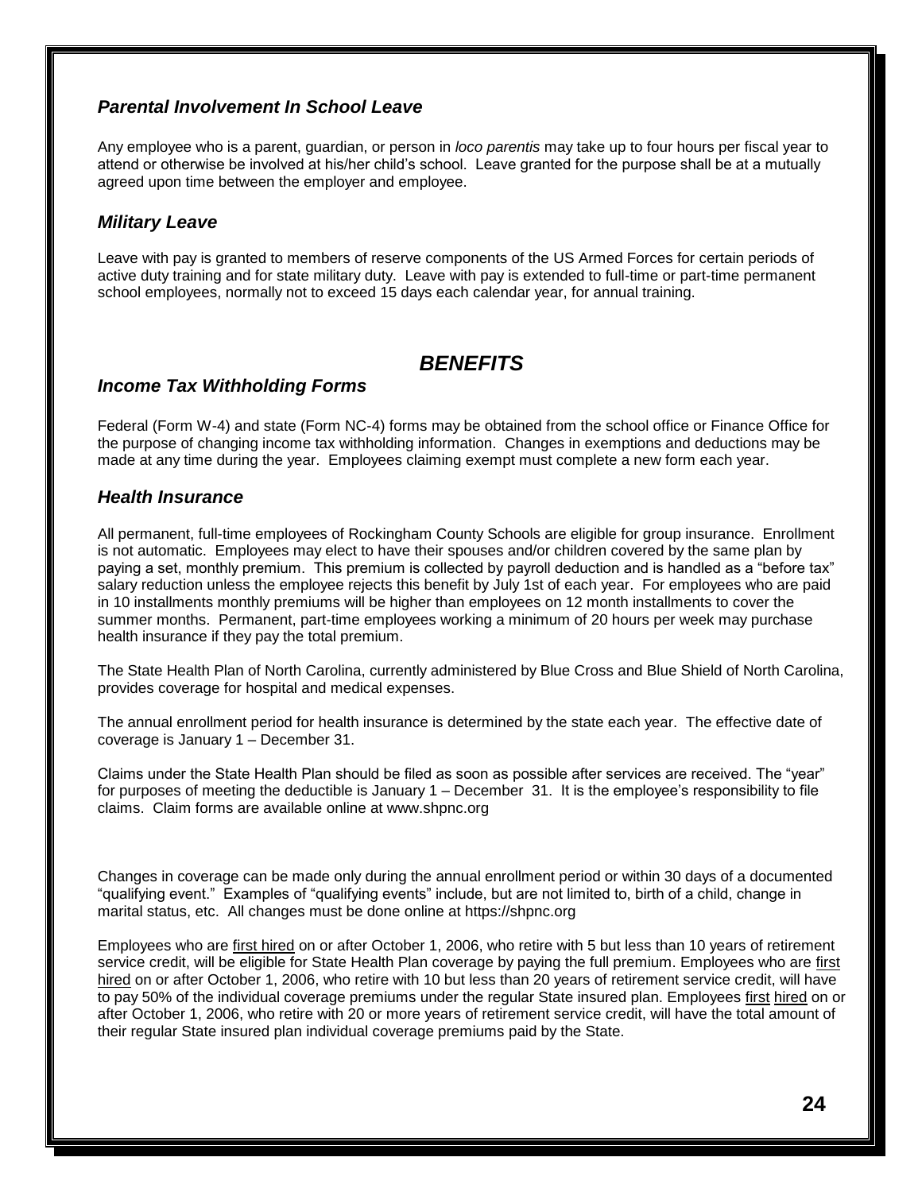### *Parental Involvement In School Leave*

Any employee who is a parent, guardian, or person in *loco parentis* may take up to four hours per fiscal year to attend or otherwise be involved at his/her child's school. Leave granted for the purpose shall be at a mutually agreed upon time between the employer and employee.

### *Military Leave*

Leave with pay is granted to members of reserve components of the US Armed Forces for certain periods of active duty training and for state military duty. Leave with pay is extended to full-time or part-time permanent school employees, normally not to exceed 15 days each calendar year, for annual training.

## *BENEFITS*

### *Income Tax Withholding Forms*

Federal (Form W-4) and state (Form NC-4) forms may be obtained from the school office or Finance Office for the purpose of changing income tax withholding information. Changes in exemptions and deductions may be made at any time during the year. Employees claiming exempt must complete a new form each year.

### *Health Insurance*

All permanent, full-time employees of Rockingham County Schools are eligible for group insurance. Enrollment is not automatic. Employees may elect to have their spouses and/or children covered by the same plan by paying a set, monthly premium. This premium is collected by payroll deduction and is handled as a "before tax" salary reduction unless the employee rejects this benefit by July 1st of each year. For employees who are paid in 10 installments monthly premiums will be higher than employees on 12 month installments to cover the summer months. Permanent, part-time employees working a minimum of 20 hours per week may purchase health insurance if they pay the total premium.

The State Health Plan of North Carolina, currently administered by Blue Cross and Blue Shield of North Carolina, provides coverage for hospital and medical expenses.

The annual enrollment period for health insurance is determined by the state each year. The effective date of coverage is January 1 – December 31.

Claims under the State Health Plan should be filed as soon as possible after services are received. The "year" for purposes of meeting the deductible is January 1 – December 31. It is the employee's responsibility to file claims. Claim forms are available online at www.shpnc.org

Changes in coverage can be made only during the annual enrollment period or within 30 days of a documented "qualifying event." Examples of "qualifying events" include, but are not limited to, birth of a child, change in marital status, etc. All changes must be done online at https://shpnc.org

Employees who are first hired on or after October 1, 2006, who retire with 5 but less than 10 years of retirement service credit, will be eligible for State Health Plan coverage by paying the full premium. Employees who are first hired on or after October 1, 2006, who retire with 10 but less than 20 years of retirement service credit, will have to pay 50% of the individual coverage premiums under the regular State insured plan. Employees first hired on or after October 1, 2006, who retire with 20 or more years of retirement service credit, will have the total amount of their regular State insured plan individual coverage premiums paid by the State.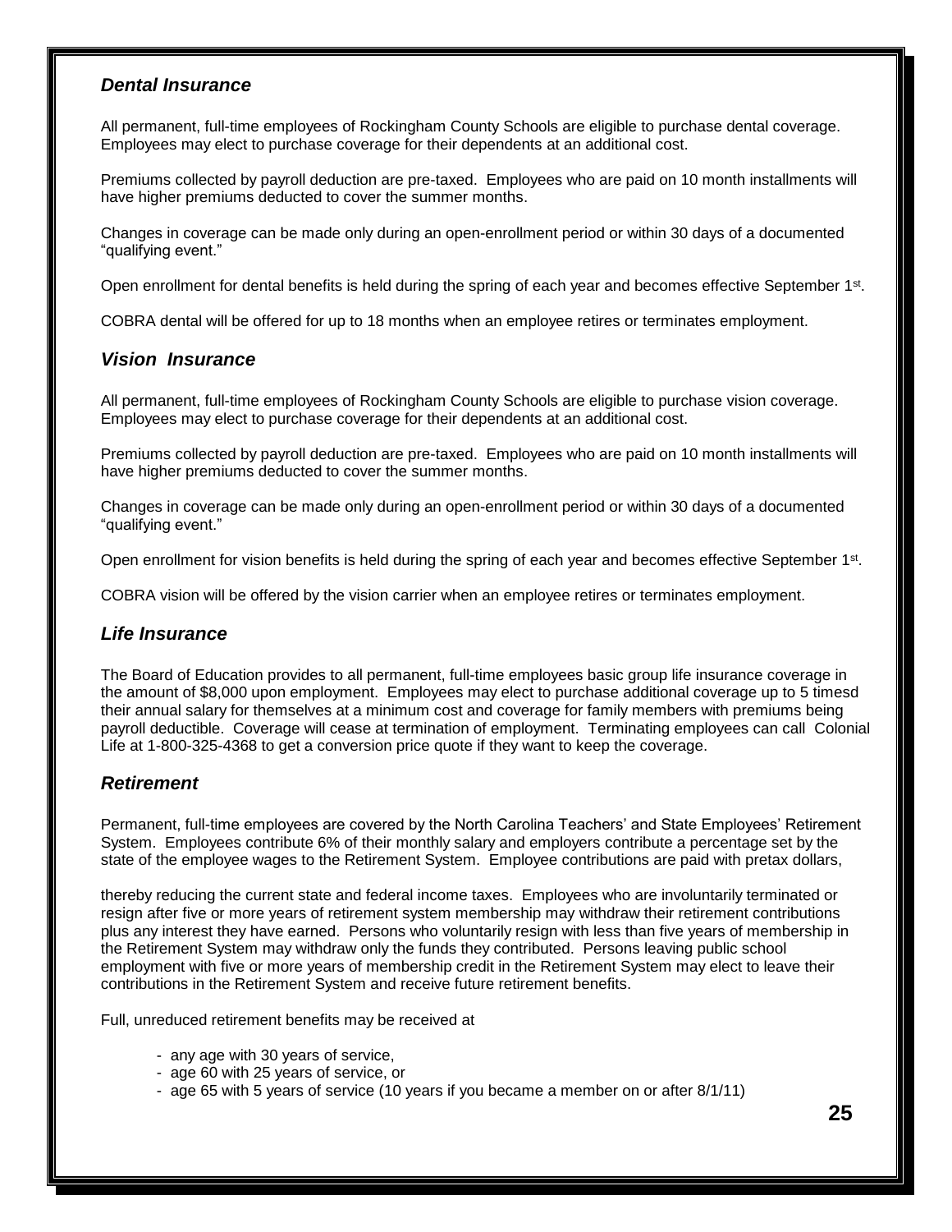### *Dental Insurance*

All permanent, full-time employees of Rockingham County Schools are eligible to purchase dental coverage. Employees may elect to purchase coverage for their dependents at an additional cost.

Premiums collected by payroll deduction are pre-taxed. Employees who are paid on 10 month installments will have higher premiums deducted to cover the summer months.

Changes in coverage can be made only during an open-enrollment period or within 30 days of a documented "qualifying event."

Open enrollment for dental benefits is held during the spring of each year and becomes effective September 1st.

COBRA dental will be offered for up to 18 months when an employee retires or terminates employment.

### *Vision Insurance*

All permanent, full-time employees of Rockingham County Schools are eligible to purchase vision coverage. Employees may elect to purchase coverage for their dependents at an additional cost.

Premiums collected by payroll deduction are pre-taxed. Employees who are paid on 10 month installments will have higher premiums deducted to cover the summer months.

Changes in coverage can be made only during an open-enrollment period or within 30 days of a documented "qualifying event."

Open enrollment for vision benefits is held during the spring of each year and becomes effective September 1st.

COBRA vision will be offered by the vision carrier when an employee retires or terminates employment.

### *Life Insurance*

The Board of Education provides to all permanent, full-time employees basic group life insurance coverage in the amount of $8,000 upon employment. Employees may elect to purchase additional coverage up to 5 timesd their annual salary for themselves at a minimum cost and coverage for family members with premiums being payroll deductible. Coverage will cease at termination of employment. Terminating employees can call Colonial Life at 1-800-325-4368 to get a conversion price quote if they want to keep the coverage.

### *Retirement*

Permanent, full-time employees are covered by the North Carolina Teachers' and State Employees' Retirement System. Employees contribute 6% of their monthly salary and employers contribute a percentage set by the state of the employee wages to the Retirement System. Employee contributions are paid with pretax dollars,

thereby reducing the current state and federal income taxes. Employees who are involuntarily terminated or resign after five or more years of retirement system membership may withdraw their retirement contributions plus any interest they have earned. Persons who voluntarily resign with less than five years of membership in the Retirement System may withdraw only the funds they contributed. Persons leaving public school employment with five or more years of membership credit in the Retirement System may elect to leave their contributions in the Retirement System and receive future retirement benefits.

Full, unreduced retirement benefits may be received at

- any age with 30 years of service,
- age 60 with 25 years of service, or
- age 65 with 5 years of service (10 years if you became a member on or after 8/1/11)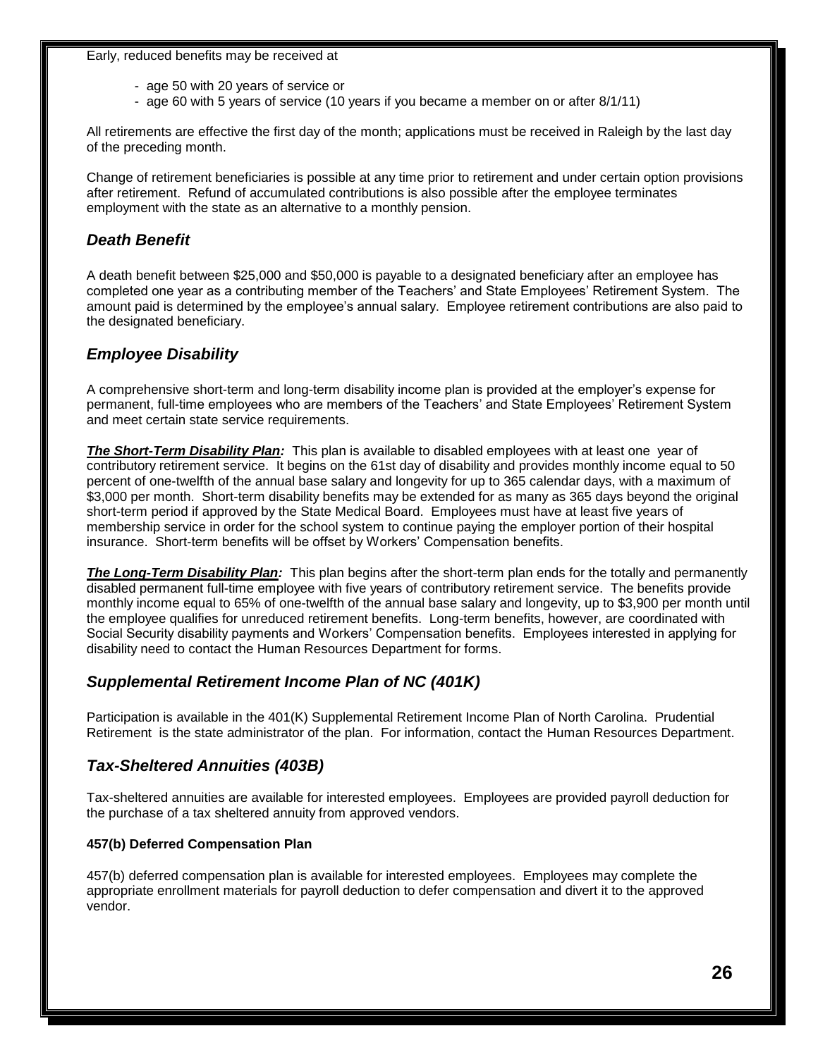Early, reduced benefits may be received at

- age 50 with 20 years of service or
- age 60 with 5 years of service (10 years if you became a member on or after 8/1/11)

All retirements are effective the first day of the month; applications must be received in Raleigh by the last day of the preceding month.

Change of retirement beneficiaries is possible at any time prior to retirement and under certain option provisions after retirement. Refund of accumulated contributions is also possible after the employee terminates employment with the state as an alternative to a monthly pension.

## *Death Benefit*

A death benefit between $25,000 and $50,000 is payable to a designated beneficiary after an employee has completed one year as a contributing member of the Teachers' and State Employees' Retirement System. The amount paid is determined by the employee's annual salary. Employee retirement contributions are also paid to the designated beneficiary.

## *Employee Disability*

A comprehensive short-term and long-term disability income plan is provided at the employer's expense for permanent, full-time employees who are members of the Teachers' and State Employees' Retirement System and meet certain state service requirements.

***The Short-Term Disability Plan:*** This plan is available to disabled employees with at least one year of contributory retirement service. It begins on the 61st day of disability and provides monthly income equal to 50 percent of one-twelfth of the annual base salary and longevity for up to 365 calendar days, with a maximum of $3,000 per month. Short-term disability benefits may be extended for as many as 365 days beyond the original short-term period if approved by the State Medical Board. Employees must have at least five years of membership service in order for the school system to continue paying the employer portion of their hospital insurance. Short-term benefits will be offset by Workers' Compensation benefits.

***The Long-Term Disability Plan:*** This plan begins after the short-term plan ends for the totally and permanently disabled permanent full-time employee with five years of contributory retirement service. The benefits provide monthly income equal to 65% of one-twelfth of the annual base salary and longevity, up to $3,900 per month until the employee qualifies for unreduced retirement benefits. Long-term benefits, however, are coordinated with Social Security disability payments and Workers' Compensation benefits. Employees interested in applying for disability need to contact the Human Resources Department for forms.

## *Supplemental Retirement Income Plan of NC (401K)*

Participation is available in the 401(K) Supplemental Retirement Income Plan of North Carolina. Prudential Retirement is the state administrator of the plan. For information, contact the Human Resources Department.

## *Tax-Sheltered Annuities (403B)*

Tax-sheltered annuities are available for interested employees. Employees are provided payroll deduction for the purchase of a tax sheltered annuity from approved vendors.

#### **457(b) Deferred Compensation Plan**

457(b) deferred compensation plan is available for interested employees. Employees may complete the appropriate enrollment materials for payroll deduction to defer compensation and divert it to the approved vendor.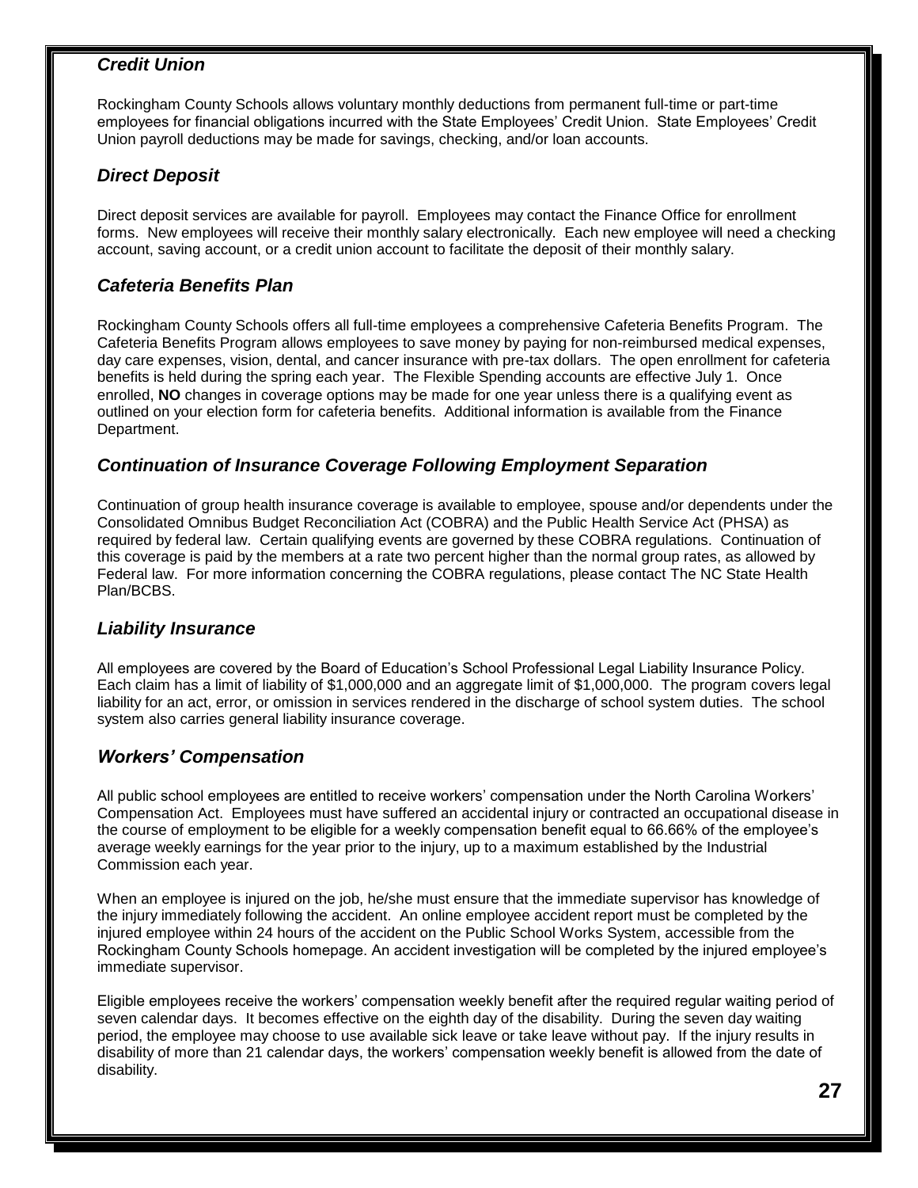### *Credit Union*

Rockingham County Schools allows voluntary monthly deductions from permanent full-time or part-time employees for financial obligations incurred with the State Employees' Credit Union. State Employees' Credit Union payroll deductions may be made for savings, checking, and/or loan accounts.

### *Direct Deposit*

Direct deposit services are available for payroll. Employees may contact the Finance Office for enrollment forms. New employees will receive their monthly salary electronically. Each new employee will need a checking account, saving account, or a credit union account to facilitate the deposit of their monthly salary.

### *Cafeteria Benefits Plan*

Rockingham County Schools offers all full-time employees a comprehensive Cafeteria Benefits Program. The Cafeteria Benefits Program allows employees to save money by paying for non-reimbursed medical expenses, day care expenses, vision, dental, and cancer insurance with pre-tax dollars. The open enrollment for cafeteria benefits is held during the spring each year. The Flexible Spending accounts are effective July 1. Once enrolled, **NO** changes in coverage options may be made for one year unless there is a qualifying event as outlined on your election form for cafeteria benefits. Additional information is available from the Finance Department.

### *Continuation of Insurance Coverage Following Employment Separation*

Continuation of group health insurance coverage is available to employee, spouse and/or dependents under the Consolidated Omnibus Budget Reconciliation Act (COBRA) and the Public Health Service Act (PHSA) as required by federal law. Certain qualifying events are governed by these COBRA regulations. Continuation of this coverage is paid by the members at a rate two percent higher than the normal group rates, as allowed by Federal law. For more information concerning the COBRA regulations, please contact The NC State Health Plan/BCBS.

### *Liability Insurance*

All employees are covered by the Board of Education's School Professional Legal Liability Insurance Policy. Each claim has a limit of liability of $1,000,000 and an aggregate limit of $1,000,000. The program covers legal liability for an act, error, or omission in services rendered in the discharge of school system duties. The school system also carries general liability insurance coverage.

### *Workers' Compensation*

All public school employees are entitled to receive workers' compensation under the North Carolina Workers' Compensation Act. Employees must have suffered an accidental injury or contracted an occupational disease in the course of employment to be eligible for a weekly compensation benefit equal to 66.66% of the employee's average weekly earnings for the year prior to the injury, up to a maximum established by the Industrial Commission each year.

When an employee is injured on the job, he/she must ensure that the immediate supervisor has knowledge of the injury immediately following the accident. An online employee accident report must be completed by the injured employee within 24 hours of the accident on the Public School Works System, accessible from the Rockingham County Schools homepage. An accident investigation will be completed by the injured employee's immediate supervisor.

Eligible employees receive the workers' compensation weekly benefit after the required regular waiting period of seven calendar days. It becomes effective on the eighth day of the disability. During the seven day waiting period, the employee may choose to use available sick leave or take leave without pay. If the injury results in disability of more than 21 calendar days, the workers' compensation weekly benefit is allowed from the date of disability.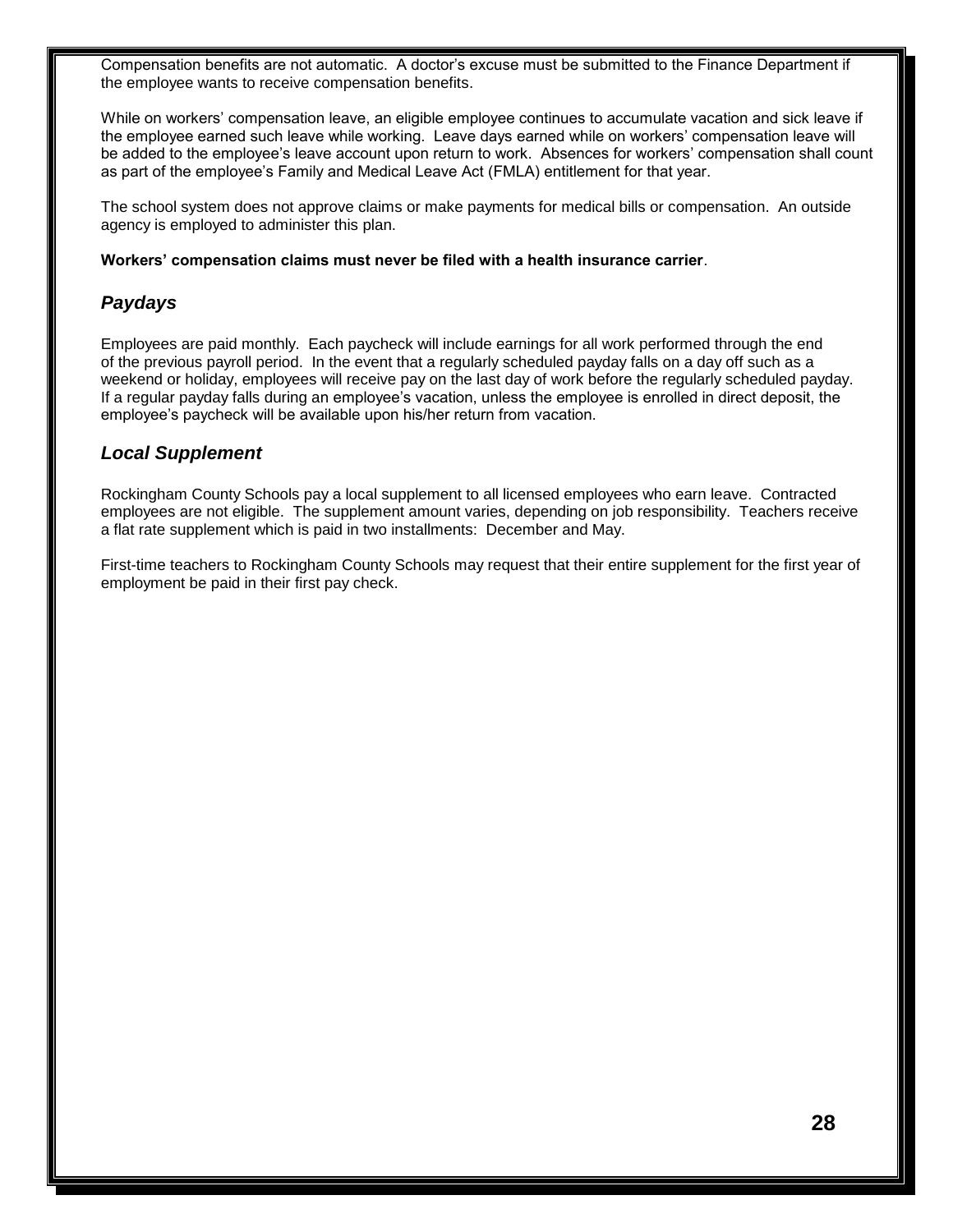Compensation benefits are not automatic. A doctor's excuse must be submitted to the Finance Department if the employee wants to receive compensation benefits.

While on workers' compensation leave, an eligible employee continues to accumulate vacation and sick leave if the employee earned such leave while working. Leave days earned while on workers' compensation leave will be added to the employee's leave account upon return to work. Absences for workers' compensation shall count as part of the employee's Family and Medical Leave Act (FMLA) entitlement for that year.

The school system does not approve claims or make payments for medical bills or compensation. An outside agency is employed to administer this plan.

**Workers' compensation claims must never be filed with a health insurance carrier**.

## *Paydays*

Employees are paid monthly. Each paycheck will include earnings for all work performed through the end of the previous payroll period. In the event that a regularly scheduled payday falls on a day off such as a weekend or holiday, employees will receive pay on the last day of work before the regularly scheduled payday. If a regular payday falls during an employee's vacation, unless the employee is enrolled in direct deposit, the employee's paycheck will be available upon his/her return from vacation.

## *Local Supplement*

Rockingham County Schools pay a local supplement to all licensed employees who earn leave. Contracted employees are not eligible. The supplement amount varies, depending on job responsibility. Teachers receive a flat rate supplement which is paid in two installments: December and May.

First-time teachers to Rockingham County Schools may request that their entire supplement for the first year of employment be paid in their first pay check.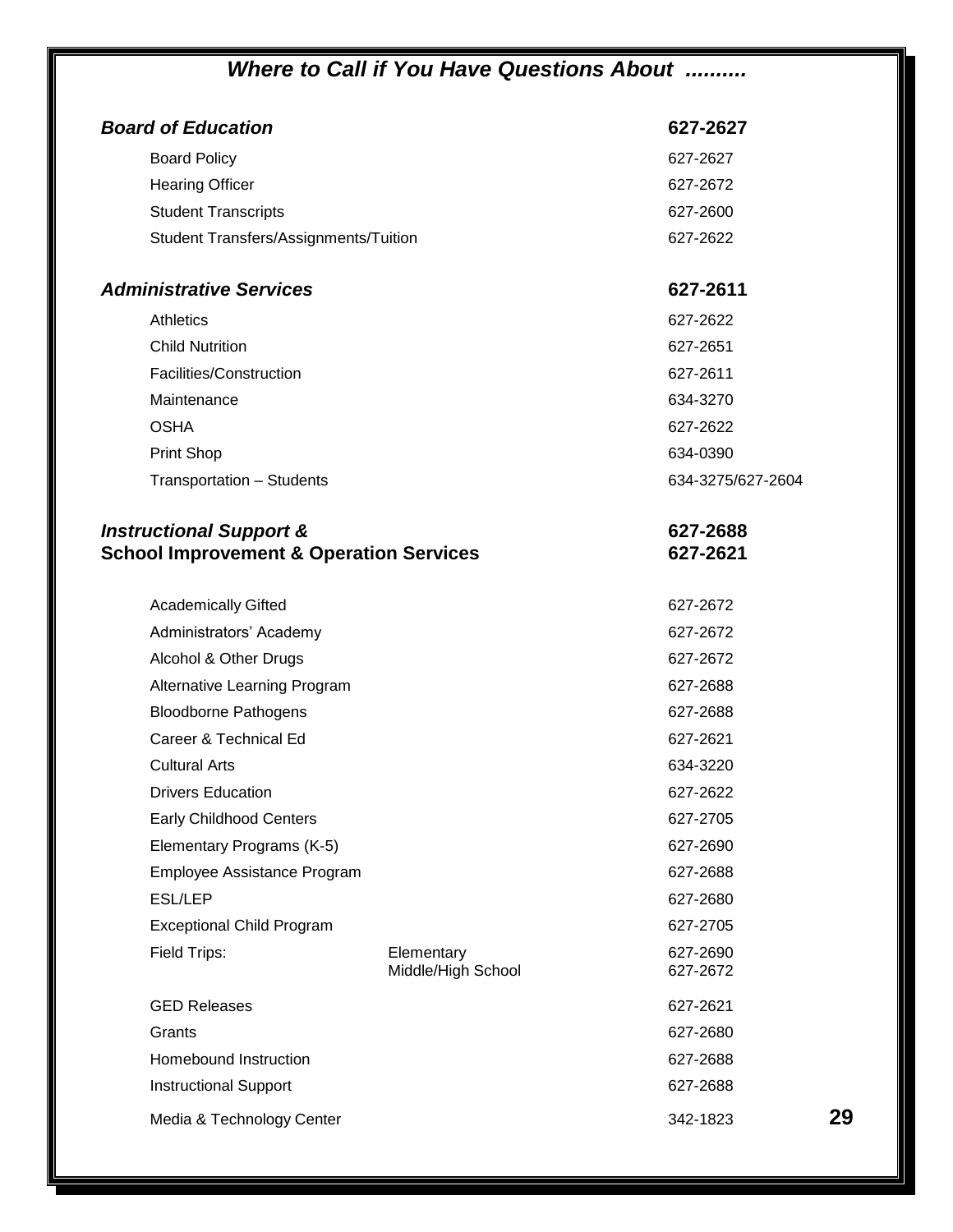## *Where to Call if You Have Questions About ..........*

| | | |
|---|---|---|
| ***Board of Education*** | | **627-2627** |
| Board Policy | | 627-2627 |
| Hearing Officer | | 627-2672 |
| Student Transcripts | | 627-2600 |
| Student Transfers/Assignments/Tuition | | 627-2622 |
| ***Administrative Services*** | | **627-2611** |
| Athletics | | 627-2622 |
| Child Nutrition | | 627-2651 |
| Facilities/Construction | | 627-2611 |
| Maintenance | | 634-3270 |
| OSHA | | 627-2622 |
| Print Shop | | 634-0390 |
| Transportation – Students | | 634-3275/627-2604 |
| ***Instructional Support &*** | | **627-2688** |
| **School Improvement & Operation Services** | | **627-2621** |
| Academically Gifted | | 627-2672 |
| Administrators' Academy | | 627-2672 |
| Alcohol & Other Drugs | | 627-2672 |
| Alternative Learning Program | | 627-2688 |
| Bloodborne Pathogens | | 627-2688 |
| Career & Technical Ed | | 627-2621 |
| Cultural Arts | | 634-3220 |
| Drivers Education | | 627-2622 |
| Early Childhood Centers | | 627-2705 |
| Elementary Programs (K-5) | | 627-2690 |
| Employee Assistance Program | | 627-2688 |
| ESL/LEP | | 627-2680 |
| Exceptional Child Program | | 627-2705 |
| Field Trips: | Elementary | 627-2690 |
| | Middle/High School | 627-2672 |
| GED Releases | | 627-2621 |
| Grants | | 627-2680 |
| Homebound Instruction | | 627-2688 |
| Instructional Support | | 627-2688 |
| Media & Technology Center | | 342-1823 |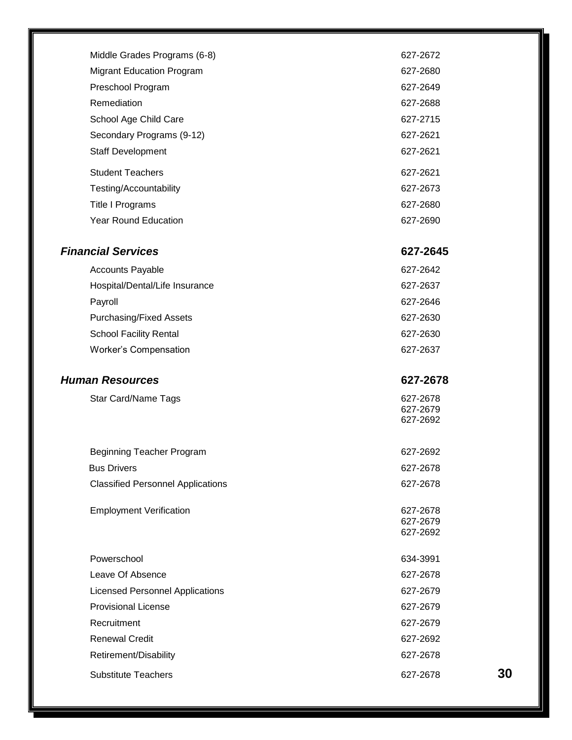| | |
|---|---|
| Middle Grades Programs (6-8) | 627-2672 |
| Migrant Education Program | 627-2680 |
| Preschool Program | 627-2649 |
| Remediation | 627-2688 |
| School Age Child Care | 627-2715 |
| Secondary Programs (9-12) | 627-2621 |
| Staff Development | 627-2621 |
| Student Teachers | 627-2621 |
| Testing/Accountability | 627-2673 |
| Title I Programs | 627-2680 |
| Year Round Education | 627-2690 |

### ***Financial Services*** **627-2645**

| | |
|---|---|
| Accounts Payable | 627-2642 |
| Hospital/Dental/Life Insurance | 627-2637 |
| Payroll | 627-2646 |
| Purchasing/Fixed Assets | 627-2630 |
| School Facility Rental | 627-2630 |
| Worker's Compensation | 627-2637 |

### ***Human Resources*** **627-2678**

| | |
|---|---|
| Star Card/Name Tags | 627-2678<br>627-2679<br>627-2692 |
| Beginning Teacher Program | 627-2692 |
| Bus Drivers | 627-2678 |
| Classified Personnel Applications | 627-2678 |
| Employment Verification | 627-2678<br>627-2679<br>627-2692 |
| Powerschool | 634-3991 |
| Leave Of Absence | 627-2678 |
| Licensed Personnel Applications | 627-2679 |
| Provisional License | 627-2679 |
| Recruitment | 627-2679 |
| Renewal Credit | 627-2692 |
| Retirement/Disability | 627-2678 |
| Substitute Teachers | 627-2678 |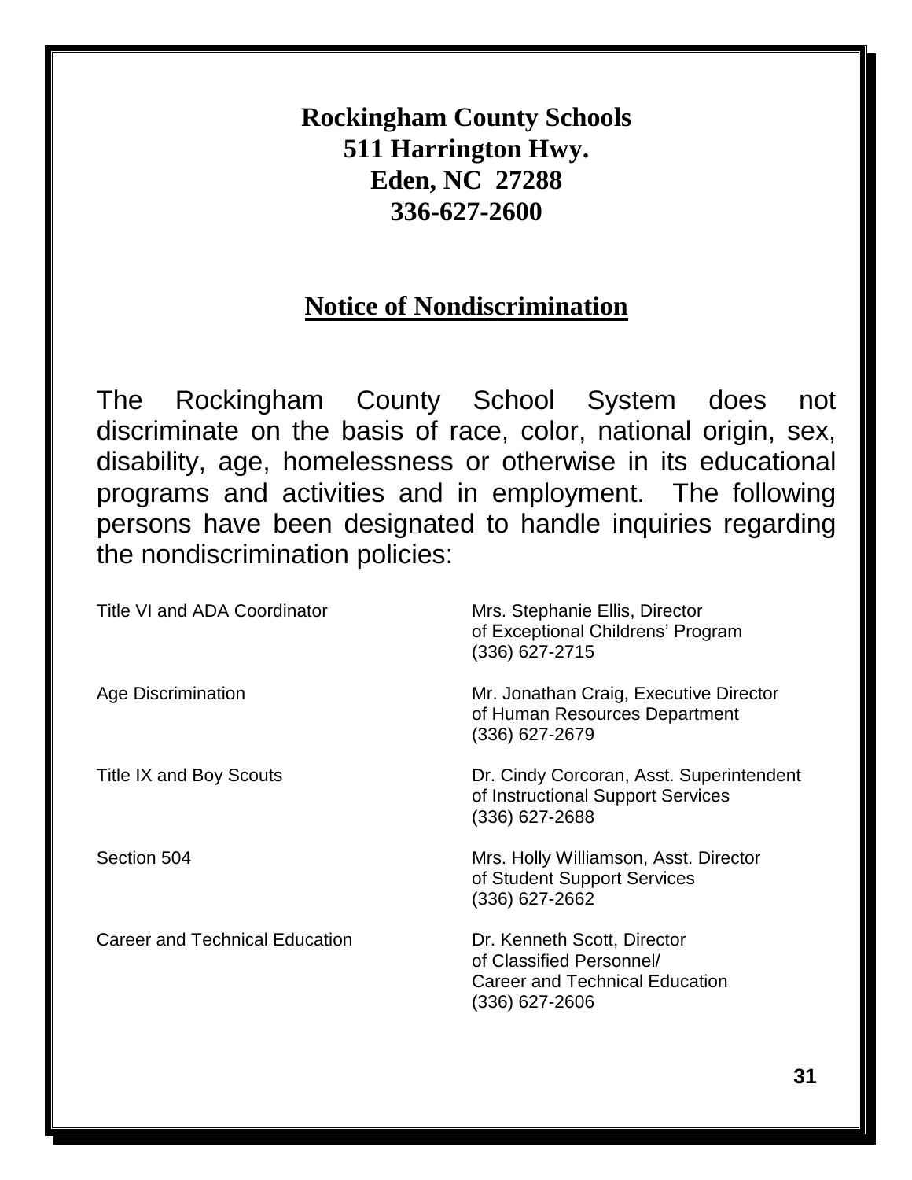**Rockingham County Schools**
**511 Harrington Hwy.**
**Eden, NC 27288**
**336-627-2600**

## Notice of Nondiscrimination

The Rockingham County School System does not discriminate on the basis of race, color, national origin, sex, disability, age, homelessness or otherwise in its educational programs and activities and in employment. The following persons have been designated to handle inquiries regarding the nondiscrimination policies:

| | |
|---|---|
| Title VI and ADA Coordinator | Mrs. Stephanie Ellis, Director of Exceptional Childrens' Program (336) 627-2715 |
| Age Discrimination | Mr. Jonathan Craig, Executive Director of Human Resources Department (336) 627-2679 |
| Title IX and Boy Scouts | Dr. Cindy Corcoran, Asst. Superintendent of Instructional Support Services (336) 627-2688 |
| Section 504 | Mrs. Holly Williamson, Asst. Director of Student Support Services (336) 627-2662 |
| Career and Technical Education | Dr. Kenneth Scott, Director of Classified Personnel/ Career and Technical Education (336) 627-2606 |